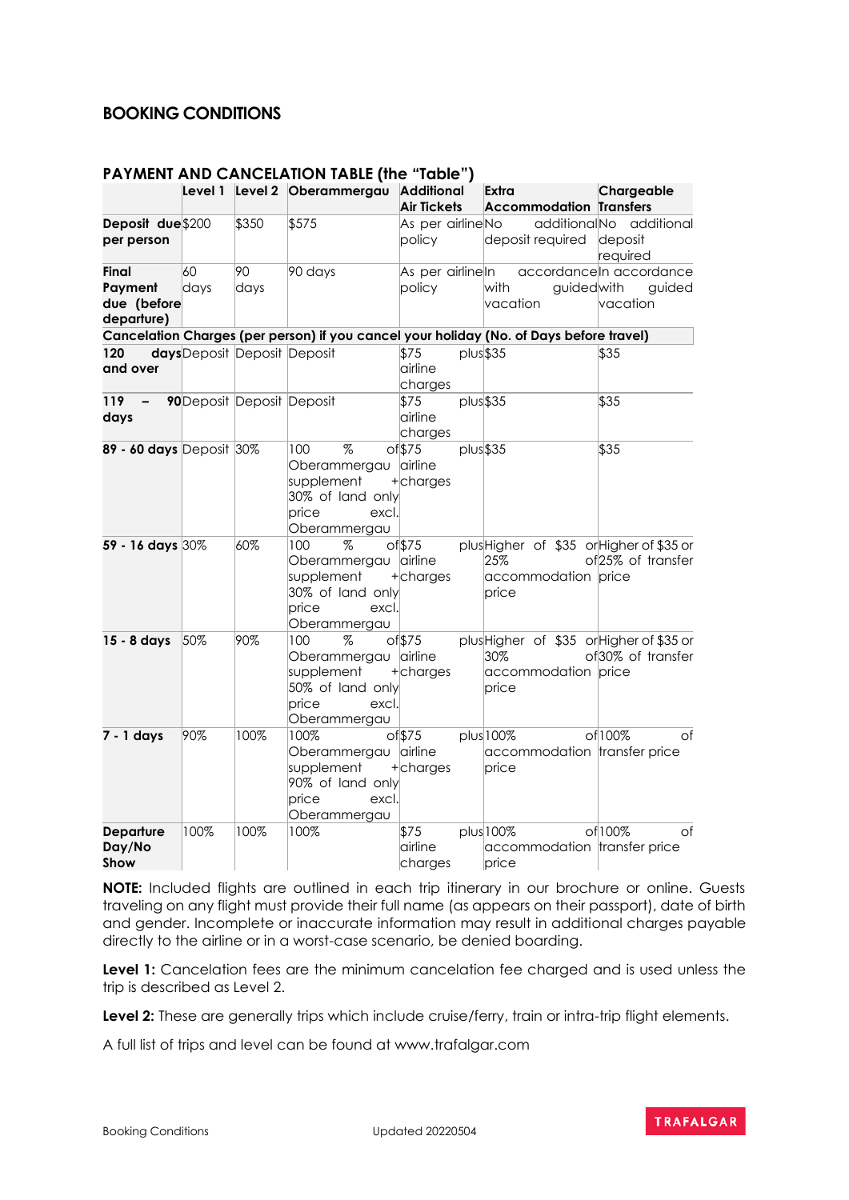# BOOKING CONDITIONS

## PAYMENT AND CANCELATION TABLE (the "Table")

| | Level 1 | Level 2 | Oberammergau | Additional Air Tickets | Extra Accommodation | Chargeable Transfers |
|---|---|---|---|---|---|---|
| **Deposit due per person** | $200 | $350 | $575 | As per airline policy | No additional deposit required | No additional deposit required |
| **Final Payment due (before departure)** | 60 days | 90 days | 90 days | As per airline policy | In accordance with guided vacation | In accordance with guided vacation |
| **Cancelation Charges (per person) if you cancel your holiday (No. of Days before travel)** | | | | | | |
| **120 days and over** | Deposit | Deposit | Deposit | $75 plus airline charges | $35 | $35 |
| **119 – 90 days** | Deposit | Deposit | Deposit | $75 plus airline charges | $35 | $35 |
| **89 - 60 days** | Deposit | 30% | 100 % of Oberammergau supplement + 30% of land only price excl. Oberammergau | $75 plus airline charges | $35 | $35 |
| **59 - 16 days** | 30% | 60% | 100 % of Oberammergau supplement + 30% of land only price excl. Oberammergau | $75 plus airline charges | Higher of $35 or 25% of accommodation price | Higher of $35 or 25% of transfer price |
| **15 - 8 days** | 50% | 90% | 100 % of Oberammergau supplement + 50% of land only price excl. Oberammergau | $75 plus airline charges | Higher of $35 or 30% of accommodation price | Higher of $35 or 30% of transfer price |
| **7 - 1 days** | 90% | 100% | 100% of Oberammergau supplement + 90% of land only price excl. Oberammergau | $75 plus airline charges | 100% of accommodation price | 100% of transfer price |
| **Departure Day/No Show** | 100% | 100% | 100% | $75 plus airline charges | 100% of accommodation price | 100% of transfer price |

**NOTE:** Included flights are outlined in each trip itinerary in our brochure or online. Guests traveling on any flight must provide their full name (as appears on their passport), date of birth and gender. Incomplete or inaccurate information may result in additional charges payable directly to the airline or in a worst-case scenario, be denied boarding.

**Level 1:** Cancelation fees are the minimum cancelation fee charged and is used unless the trip is described as Level 2.

**Level 2:** These are generally trips which include cruise/ferry, train or intra-trip flight elements.

A full list of trips and level can be found at www.trafalgar.com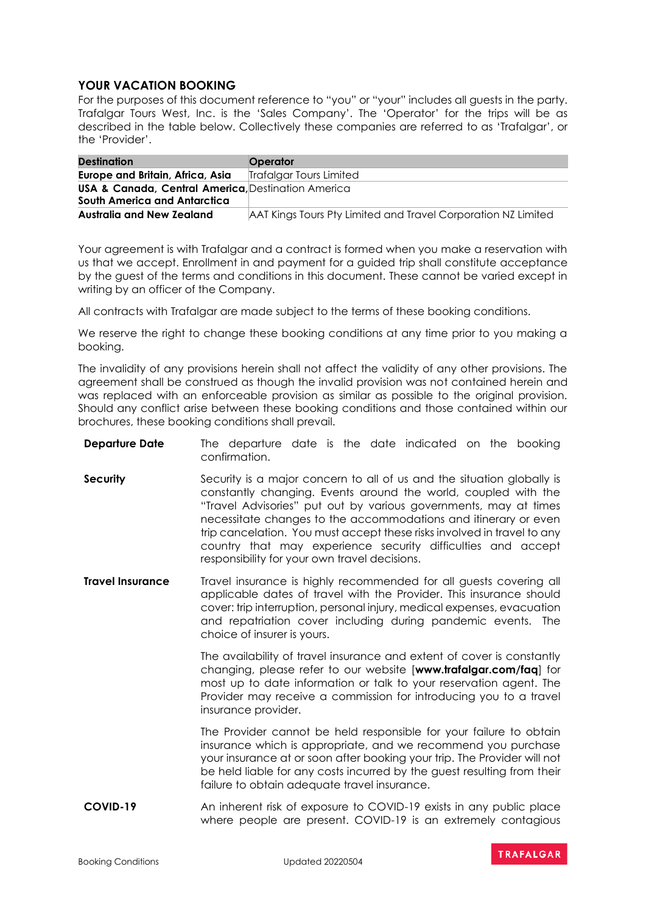## YOUR VACATION BOOKING

For the purposes of this document reference to "you" or "your" includes all guests in the party. Trafalgar Tours West, Inc. is the 'Sales Company'. The 'Operator' for the trips will be as described in the table below. Collectively these companies are referred to as 'Trafalgar', or the 'Provider'.

| Destination | Operator |
|---|---|
| **Europe and Britain, Africa, Asia** | Trafalgar Tours Limited |
| **USA & Canada, Central America, South America and Antarctica** | Destination America |
| **Australia and New Zealand** | AAT Kings Tours Pty Limited and Travel Corporation NZ Limited |

Your agreement is with Trafalgar and a contract is formed when you make a reservation with us that we accept. Enrollment in and payment for a guided trip shall constitute acceptance by the guest of the terms and conditions in this document. These cannot be varied except in writing by an officer of the Company.

All contracts with Trafalgar are made subject to the terms of these booking conditions.

We reserve the right to change these booking conditions at any time prior to you making a booking.

The invalidity of any provisions herein shall not affect the validity of any other provisions. The agreement shall be construed as though the invalid provision was not contained herein and was replaced with an enforceable provision as similar as possible to the original provision. Should any conflict arise between these booking conditions and those contained within our brochures, these booking conditions shall prevail.

**Departure Date**

The departure date is the date indicated on the booking confirmation.

**Security**

Security is a major concern to all of us and the situation globally is constantly changing. Events around the world, coupled with the "Travel Advisories" put out by various governments, may at times necessitate changes to the accommodations and itinerary or even trip cancelation. You must accept these risks involved in travel to any country that may experience security difficulties and accept responsibility for your own travel decisions.

**Travel Insurance**

Travel insurance is highly recommended for all guests covering all applicable dates of travel with the Provider. This insurance should cover: trip interruption, personal injury, medical expenses, evacuation and repatriation cover including during pandemic events. The choice of insurer is yours.

The availability of travel insurance and extent of cover is constantly changing, please refer to our website [**www.trafalgar.com/faq**] for most up to date information or talk to your reservation agent. The Provider may receive a commission for introducing you to a travel insurance provider.

The Provider cannot be held responsible for your failure to obtain insurance which is appropriate, and we recommend you purchase your insurance at or soon after booking your trip. The Provider will not be held liable for any costs incurred by the guest resulting from their failure to obtain adequate travel insurance.

**COVID-19**

An inherent risk of exposure to COVID-19 exists in any public place where people are present. COVID-19 is an extremely contagious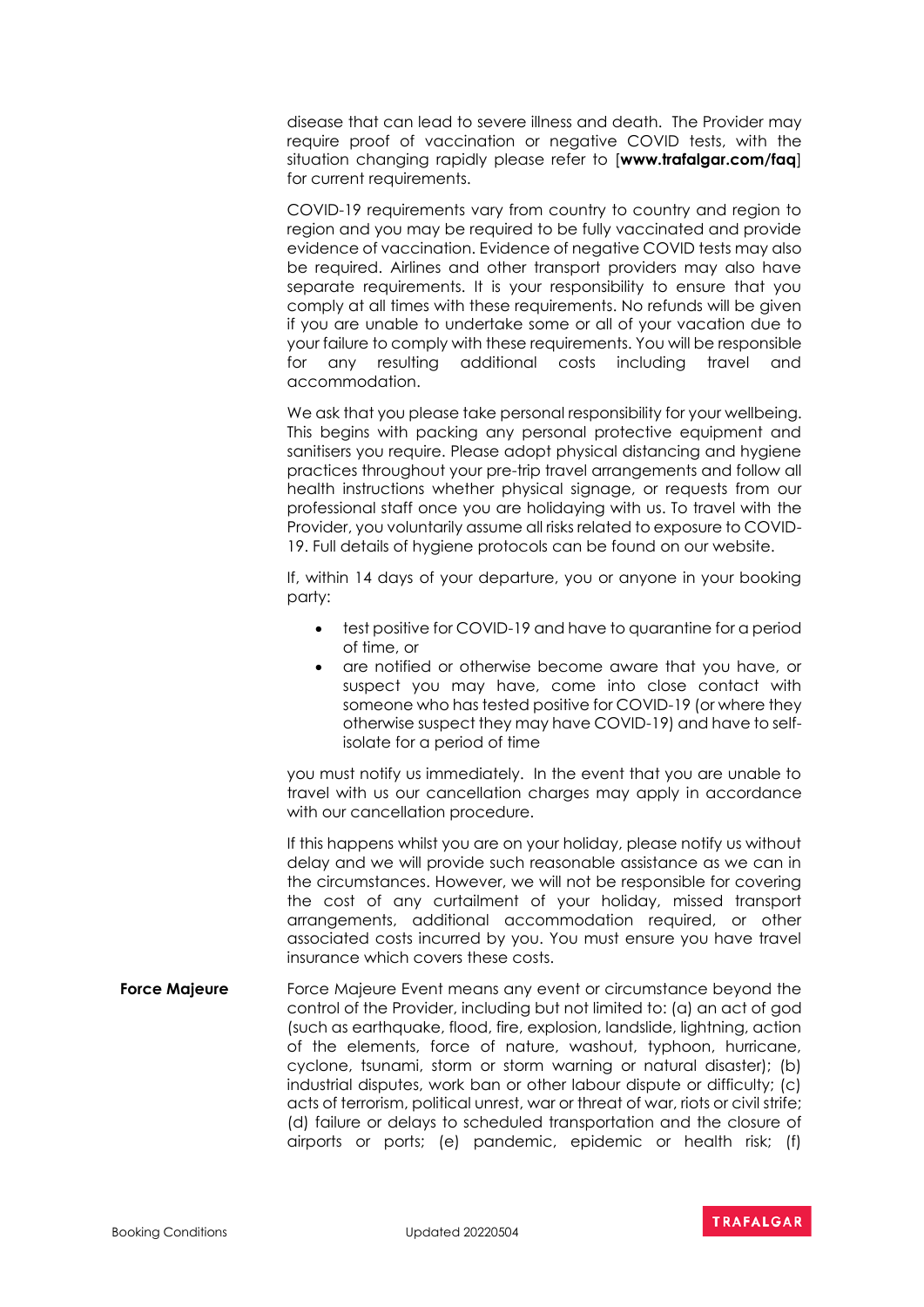disease that can lead to severe illness and death. The Provider may require proof of vaccination or negative COVID tests, with the situation changing rapidly please refer to [**www.trafalgar.com/faq**] for current requirements.

COVID-19 requirements vary from country to country and region to region and you may be required to be fully vaccinated and provide evidence of vaccination. Evidence of negative COVID tests may also be required. Airlines and other transport providers may also have separate requirements. It is your responsibility to ensure that you comply at all times with these requirements. No refunds will be given if you are unable to undertake some or all of your vacation due to your failure to comply with these requirements. You will be responsible for any resulting additional costs including travel and accommodation.

We ask that you please take personal responsibility for your wellbeing. This begins with packing any personal protective equipment and sanitisers you require. Please adopt physical distancing and hygiene practices throughout your pre-trip travel arrangements and follow all health instructions whether physical signage, or requests from our professional staff once you are holidaying with us. To travel with the Provider, you voluntarily assume all risks related to exposure to COVID-19. Full details of hygiene protocols can be found on our website.

If, within 14 days of your departure, you or anyone in your booking party:

- test positive for COVID-19 and have to quarantine for a period of time, or
- are notified or otherwise become aware that you have, or suspect you may have, come into close contact with someone who has tested positive for COVID-19 (or where they otherwise suspect they may have COVID-19) and have to self-isolate for a period of time

you must notify us immediately. In the event that you are unable to travel with us our cancellation charges may apply in accordance with our cancellation procedure.

If this happens whilst you are on your holiday, please notify us without delay and we will provide such reasonable assistance as we can in the circumstances. However, we will not be responsible for covering the cost of any curtailment of your holiday, missed transport arrangements, additional accommodation required, or other associated costs incurred by you. You must ensure you have travel insurance which covers these costs.

**Force Majeure**

Force Majeure Event means any event or circumstance beyond the control of the Provider, including but not limited to: (a) an act of god (such as earthquake, flood, fire, explosion, landslide, lightning, action of the elements, force of nature, washout, typhoon, hurricane, cyclone, tsunami, storm or storm warning or natural disaster); (b) industrial disputes, work ban or other labour dispute or difficulty; (c) acts of terrorism, political unrest, war or threat of war, riots or civil strife; (d) failure or delays to scheduled transportation and the closure of airports or ports; (e) pandemic, epidemic or health risk; (f)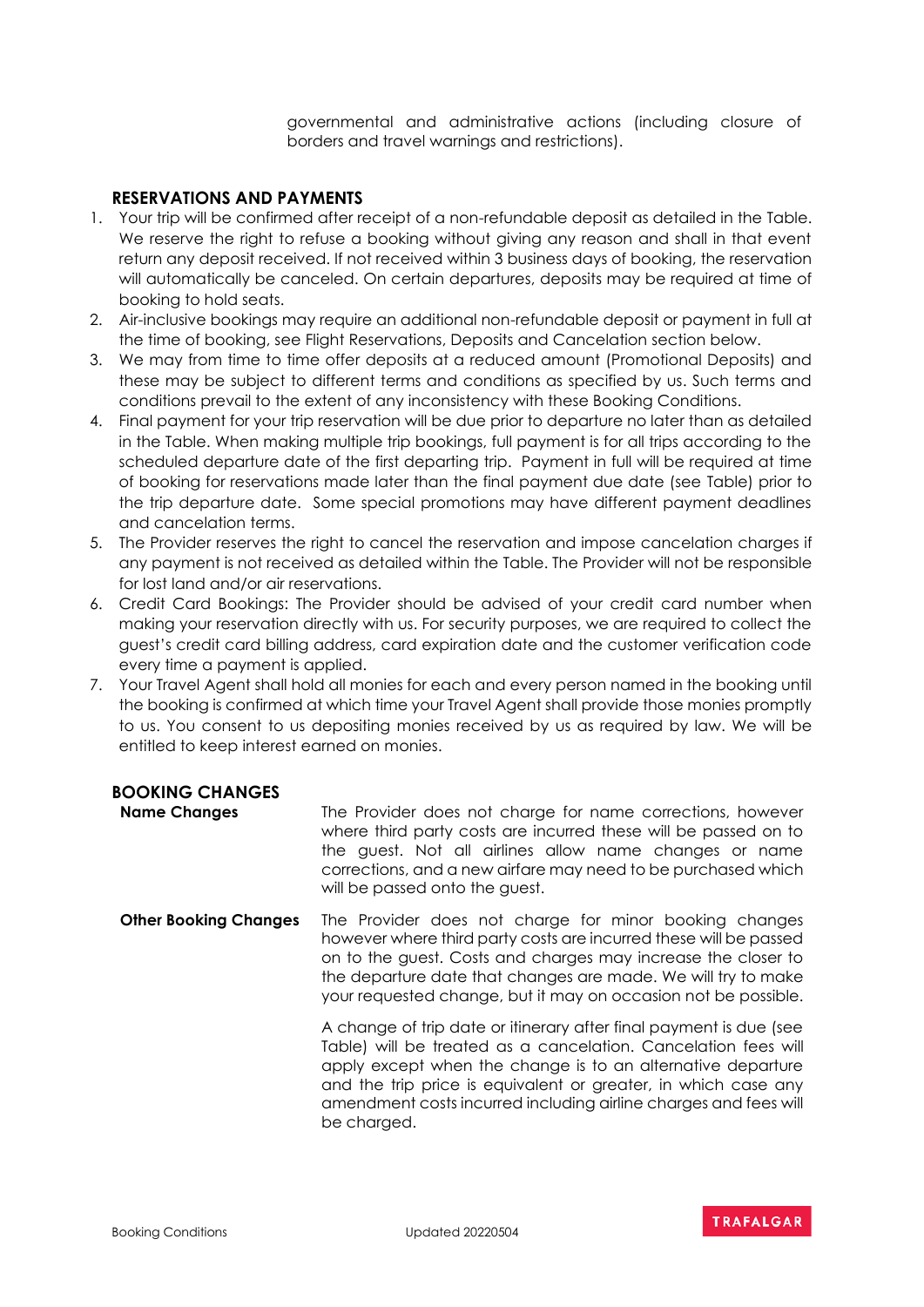governmental and administrative actions (including closure of borders and travel warnings and restrictions).

## RESERVATIONS AND PAYMENTS

1. Your trip will be confirmed after receipt of a non-refundable deposit as detailed in the Table. We reserve the right to refuse a booking without giving any reason and shall in that event return any deposit received. If not received within 3 business days of booking, the reservation will automatically be canceled. On certain departures, deposits may be required at time of booking to hold seats.
2. Air-inclusive bookings may require an additional non-refundable deposit or payment in full at the time of booking, see Flight Reservations, Deposits and Cancelation section below.
3. We may from time to time offer deposits at a reduced amount (Promotional Deposits) and these may be subject to different terms and conditions as specified by us. Such terms and conditions prevail to the extent of any inconsistency with these Booking Conditions.
4. Final payment for your trip reservation will be due prior to departure no later than as detailed in the Table. When making multiple trip bookings, full payment is for all trips according to the scheduled departure date of the first departing trip. Payment in full will be required at time of booking for reservations made later than the final payment due date (see Table) prior to the trip departure date. Some special promotions may have different payment deadlines and cancelation terms.
5. The Provider reserves the right to cancel the reservation and impose cancelation charges if any payment is not received as detailed within the Table. The Provider will not be responsible for lost land and/or air reservations.
6. Credit Card Bookings: The Provider should be advised of your credit card number when making your reservation directly with us. For security purposes, we are required to collect the guest's credit card billing address, card expiration date and the customer verification code every time a payment is applied.
7. Your Travel Agent shall hold all monies for each and every person named in the booking until the booking is confirmed at which time your Travel Agent shall provide those monies promptly to us. You consent to us depositing monies received by us as required by law. We will be entitled to keep interest earned on monies.

## BOOKING CHANGES

**Name Changes**

The Provider does not charge for name corrections, however where third party costs are incurred these will be passed on to the guest. Not all airlines allow name changes or name corrections, and a new airfare may need to be purchased which will be passed onto the guest.

**Other Booking Changes**

The Provider does not charge for minor booking changes however where third party costs are incurred these will be passed on to the guest. Costs and charges may increase the closer to the departure date that changes are made. We will try to make your requested change, but it may on occasion not be possible.

A change of trip date or itinerary after final payment is due (see Table) will be treated as a cancelation. Cancelation fees will apply except when the change is to an alternative departure and the trip price is equivalent or greater, in which case any amendment costs incurred including airline charges and fees will be charged.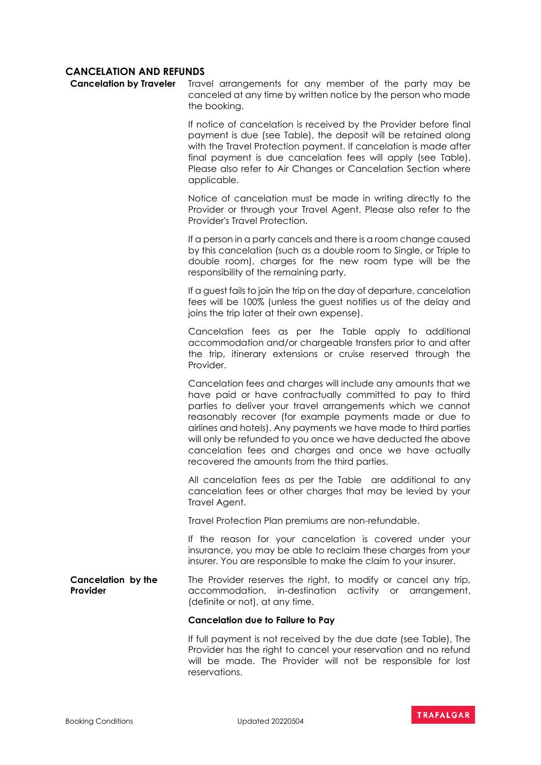## CANCELATION AND REFUNDS

### Cancelation by Traveler

Travel arrangements for any member of the party may be canceled at any time by written notice by the person who made the booking.

If notice of cancelation is received by the Provider before final payment is due (see Table), the deposit will be retained along with the Travel Protection payment. If cancelation is made after final payment is due cancelation fees will apply (see Table). Please also refer to Air Changes or Cancelation Section where applicable.

Notice of cancelation must be made in writing directly to the Provider or through your Travel Agent. Please also refer to the Provider's Travel Protection.

If a person in a party cancels and there is a room change caused by this cancelation (such as a double room to Single, or Triple to double room), charges for the new room type will be the responsibility of the remaining party.

If a guest fails to join the trip on the day of departure, cancelation fees will be 100% (unless the guest notifies us of the delay and joins the trip later at their own expense).

Cancelation fees as per the Table apply to additional accommodation and/or chargeable transfers prior to and after the trip, itinerary extensions or cruise reserved through the Provider.

Cancelation fees and charges will include any amounts that we have paid or have contractually committed to pay to third parties to deliver your travel arrangements which we cannot reasonably recover (for example payments made or due to airlines and hotels). Any payments we have made to third parties will only be refunded to you once we have deducted the above cancelation fees and charges and once we have actually recovered the amounts from the third parties.

All cancelation fees as per the Table are additional to any cancelation fees or other charges that may be levied by your Travel Agent.

Travel Protection Plan premiums are non-refundable.

If the reason for your cancelation is covered under your insurance, you may be able to reclaim these charges from your insurer. You are responsible to make the claim to your insurer.

### Cancelation by the Provider

The Provider reserves the right, to modify or cancel any trip, accommodation, in-destination activity or arrangement, (definite or not), at any time.

**Cancelation due to Failure to Pay**

If full payment is not received by the due date (see Table), The Provider has the right to cancel your reservation and no refund will be made. The Provider will not be responsible for lost reservations.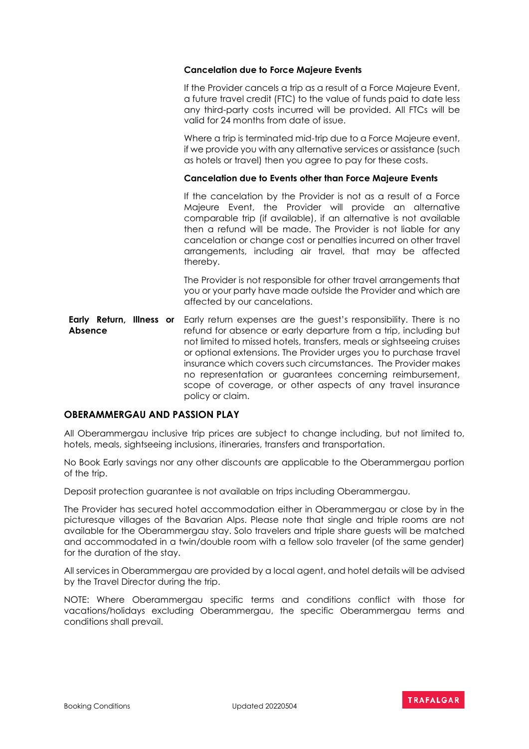**Cancelation due to Force Majeure Events**

If the Provider cancels a trip as a result of a Force Majeure Event, a future travel credit (FTC) to the value of funds paid to date less any third-party costs incurred will be provided. All FTCs will be valid for 24 months from date of issue.

Where a trip is terminated mid-trip due to a Force Majeure event, if we provide you with any alternative services or assistance (such as hotels or travel) then you agree to pay for these costs.

**Cancelation due to Events other than Force Majeure Events**

If the cancelation by the Provider is not as a result of a Force Majeure Event, the Provider will provide an alternative comparable trip (if available), if an alternative is not available then a refund will be made. The Provider is not liable for any cancelation or change cost or penalties incurred on other travel arrangements, including air travel, that may be affected thereby.

The Provider is not responsible for other travel arrangements that you or your party have made outside the Provider and which are affected by our cancelations.

**Early Return, Illness or Absence**

Early return expenses are the guest's responsibility. There is no refund for absence or early departure from a trip, including but not limited to missed hotels, transfers, meals or sightseeing cruises or optional extensions. The Provider urges you to purchase travel insurance which covers such circumstances. The Provider makes no representation or guarantees concerning reimbursement, scope of coverage, or other aspects of any travel insurance policy or claim.

## OBERAMMERGAU AND PASSION PLAY

All Oberammergau inclusive trip prices are subject to change including, but not limited to, hotels, meals, sightseeing inclusions, itineraries, transfers and transportation.

No Book Early savings nor any other discounts are applicable to the Oberammergau portion of the trip.

Deposit protection guarantee is not available on trips including Oberammergau.

The Provider has secured hotel accommodation either in Oberammergau or close by in the picturesque villages of the Bavarian Alps. Please note that single and triple rooms are not available for the Oberammergau stay. Solo travelers and triple share guests will be matched and accommodated in a twin/double room with a fellow solo traveler (of the same gender) for the duration of the stay.

All services in Oberammergau are provided by a local agent, and hotel details will be advised by the Travel Director during the trip.

NOTE: Where Oberammergau specific terms and conditions conflict with those for vacations/holidays excluding Oberammergau, the specific Oberammergau terms and conditions shall prevail.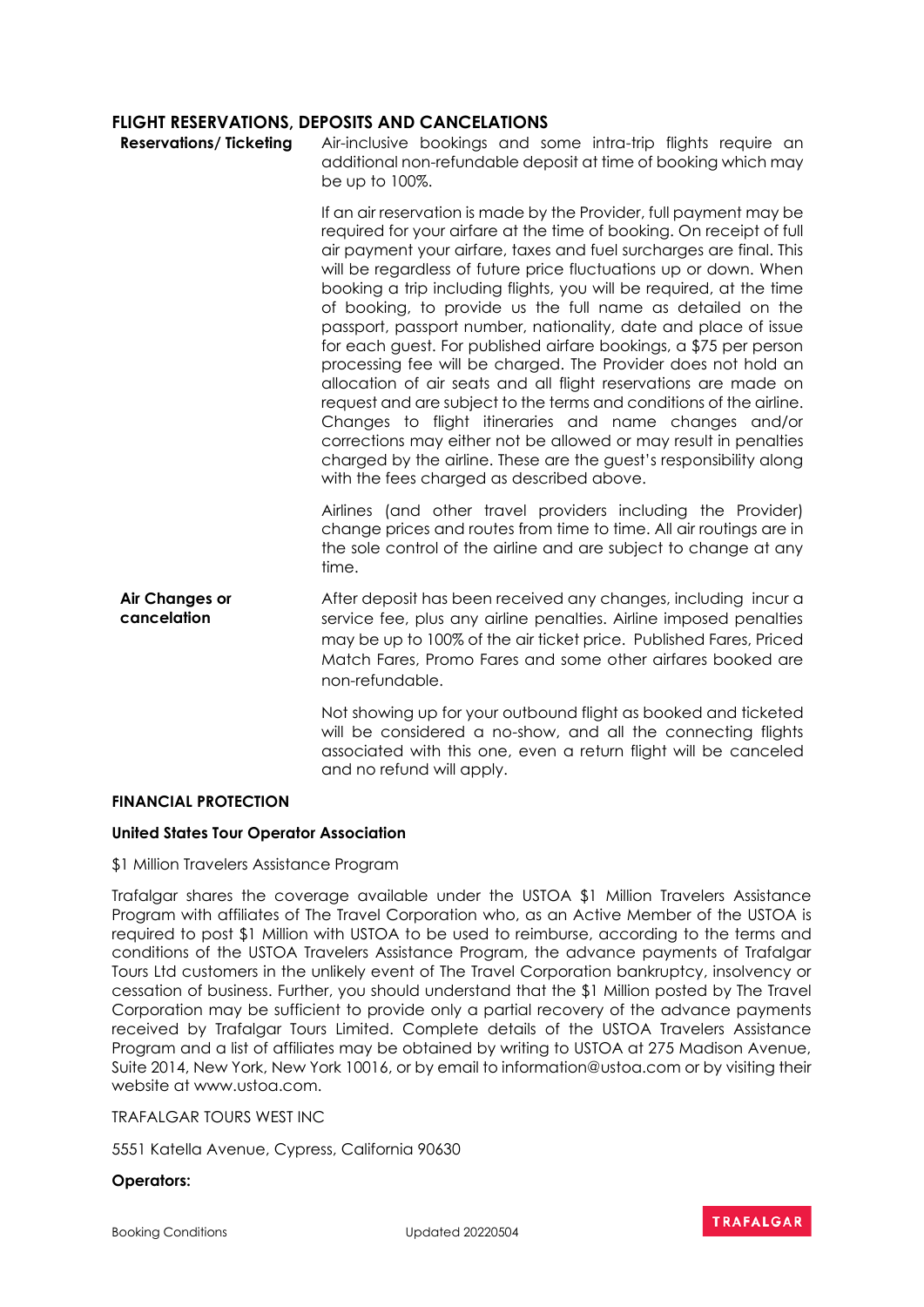## FLIGHT RESERVATIONS, DEPOSITS AND CANCELATIONS

**Reservations/ Ticketing**

Air-inclusive bookings and some intra-trip flights require an additional non-refundable deposit at time of booking which may be up to 100%.

If an air reservation is made by the Provider, full payment may be required for your airfare at the time of booking. On receipt of full air payment your airfare, taxes and fuel surcharges are final. This will be regardless of future price fluctuations up or down. When booking a trip including flights, you will be required, at the time of booking, to provide us the full name as detailed on the passport, passport number, nationality, date and place of issue for each guest. For published airfare bookings, a $75 per person processing fee will be charged. The Provider does not hold an allocation of air seats and all flight reservations are made on request and are subject to the terms and conditions of the airline. Changes to flight itineraries and name changes and/or corrections may either not be allowed or may result in penalties charged by the airline. These are the guest's responsibility along with the fees charged as described above.

Airlines (and other travel providers including the Provider) change prices and routes from time to time. All air routings are in the sole control of the airline and are subject to change at any time.

**Air Changes or cancelation**

After deposit has been received any changes, including incur a service fee, plus any airline penalties. Airline imposed penalties may be up to 100% of the air ticket price. Published Fares, Priced Match Fares, Promo Fares and some other airfares booked are non-refundable.

Not showing up for your outbound flight as booked and ticketed will be considered a no-show, and all the connecting flights associated with this one, even a return flight will be canceled and no refund will apply.

## FINANCIAL PROTECTION

### United States Tour Operator Association

$1 Million Travelers Assistance Program

Trafalgar shares the coverage available under the USTOA $1 Million Travelers Assistance Program with affiliates of The Travel Corporation who, as an Active Member of the USTOA is required to post $1 Million with USTOA to be used to reimburse, according to the terms and conditions of the USTOA Travelers Assistance Program, the advance payments of Trafalgar Tours Ltd customers in the unlikely event of The Travel Corporation bankruptcy, insolvency or cessation of business. Further, you should understand that the $1 Million posted by The Travel Corporation may be sufficient to provide only a partial recovery of the advance payments received by Trafalgar Tours Limited. Complete details of the USTOA Travelers Assistance Program and a list of affiliates may be obtained by writing to USTOA at 275 Madison Avenue, Suite 2014, New York, New York 10016, or by email to information@ustoa.com or by visiting their website at www.ustoa.com.

TRAFALGAR TOURS WEST INC

5551 Katella Avenue, Cypress, California 90630

**Operators:**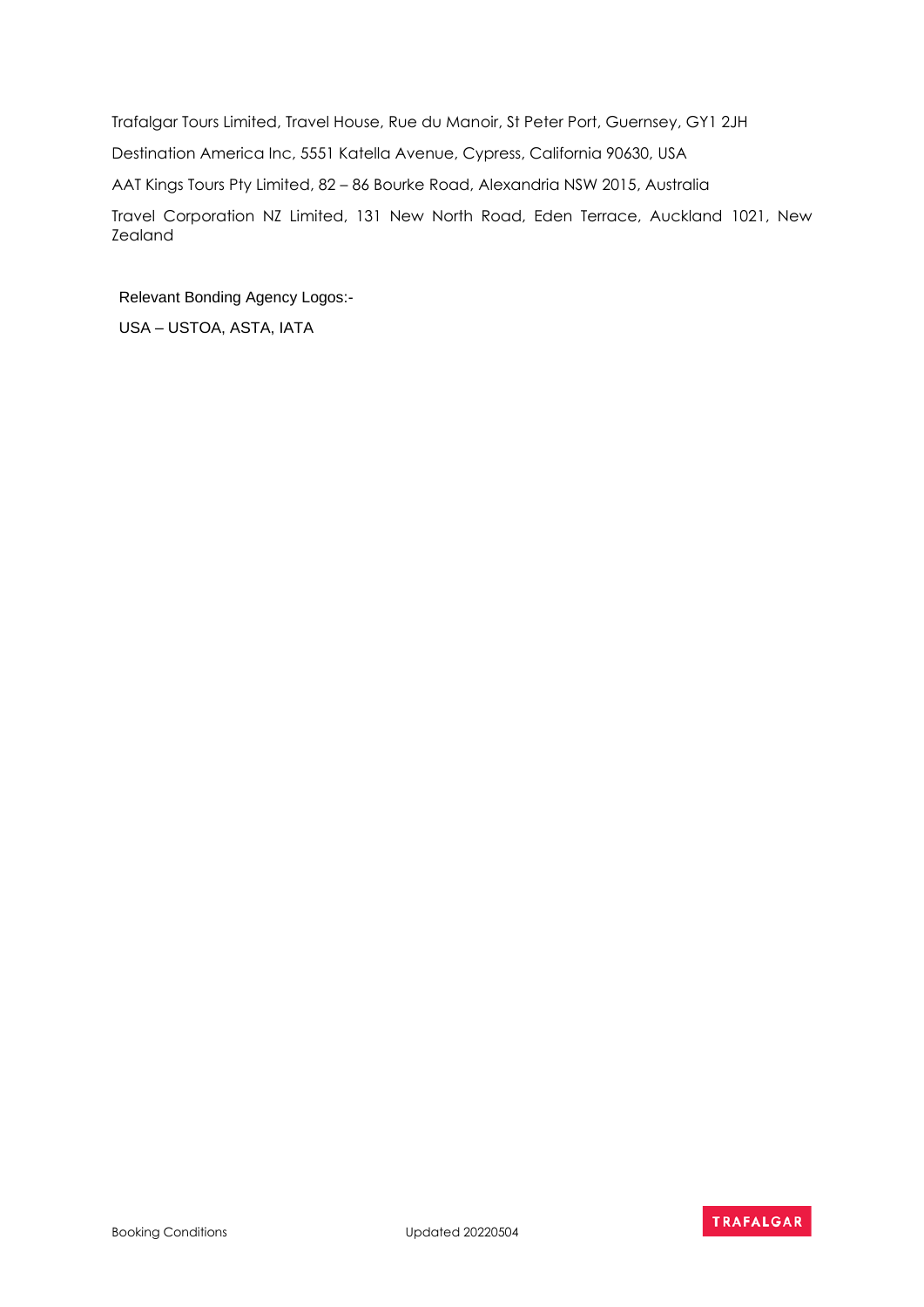Trafalgar Tours Limited, Travel House, Rue du Manoir, St Peter Port, Guernsey, GY1 2JH

Destination America Inc, 5551 Katella Avenue, Cypress, California 90630, USA

AAT Kings Tours Pty Limited, 82 – 86 Bourke Road, Alexandria NSW 2015, Australia

Travel Corporation NZ Limited, 131 New North Road, Eden Terrace, Auckland 1021, New Zealand

Relevant Bonding Agency Logos:-

USA – USTOA, ASTA, IATA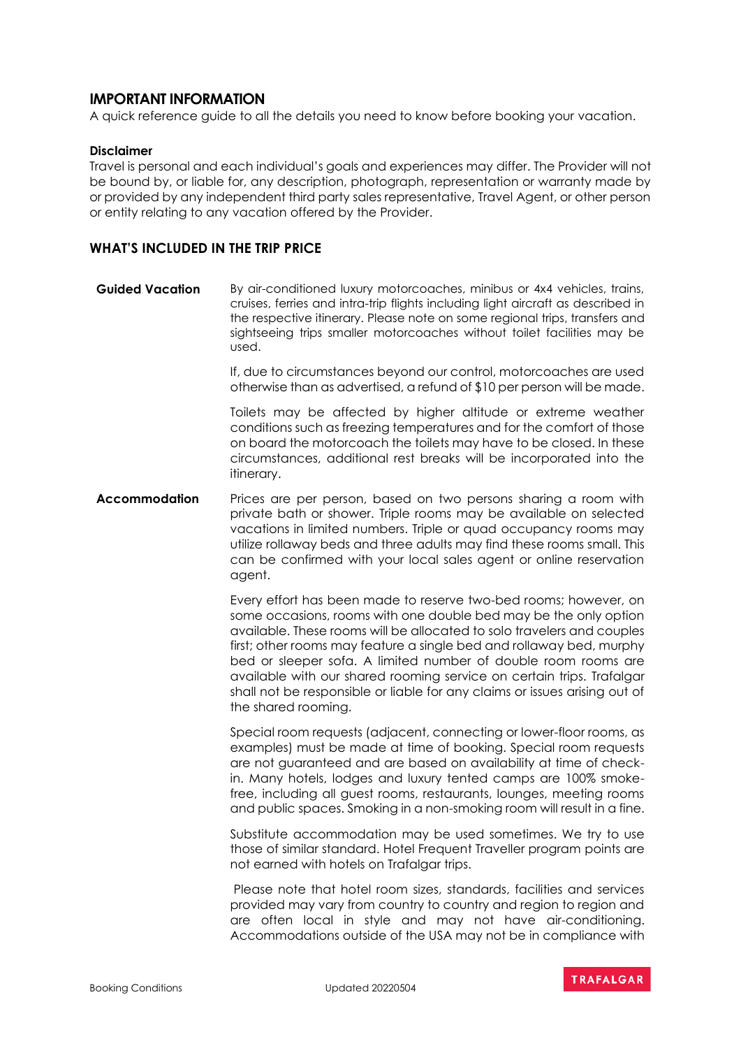## IMPORTANT INFORMATION

A quick reference guide to all the details you need to know before booking your vacation.

**Disclaimer**

Travel is personal and each individual's goals and experiences may differ. The Provider will not be bound by, or liable for, any description, photograph, representation or warranty made by or provided by any independent third party sales representative, Travel Agent, or other person or entity relating to any vacation offered by the Provider.

### WHAT'S INCLUDED IN THE TRIP PRICE

**Guided Vacation**

By air-conditioned luxury motorcoaches, minibus or 4x4 vehicles, trains, cruises, ferries and intra-trip flights including light aircraft as described in the respective itinerary. Please note on some regional trips, transfers and sightseeing trips smaller motorcoaches without toilet facilities may be used.

If, due to circumstances beyond our control, motorcoaches are used otherwise than as advertised, a refund of $10 per person will be made.

Toilets may be affected by higher altitude or extreme weather conditions such as freezing temperatures and for the comfort of those on board the motorcoach the toilets may have to be closed. In these circumstances, additional rest breaks will be incorporated into the itinerary.

**Accommodation**

Prices are per person, based on two persons sharing a room with private bath or shower. Triple rooms may be available on selected vacations in limited numbers. Triple or quad occupancy rooms may utilize rollaway beds and three adults may find these rooms small. This can be confirmed with your local sales agent or online reservation agent.

Every effort has been made to reserve two-bed rooms; however, on some occasions, rooms with one double bed may be the only option available. These rooms will be allocated to solo travelers and couples first; other rooms may feature a single bed and rollaway bed, murphy bed or sleeper sofa. A limited number of double room rooms are available with our shared rooming service on certain trips. Trafalgar shall not be responsible or liable for any claims or issues arising out of the shared rooming.

Special room requests (adjacent, connecting or lower-floor rooms, as examples) must be made at time of booking. Special room requests are not guaranteed and are based on availability at time of check-in. Many hotels, lodges and luxury tented camps are 100% smoke-free, including all guest rooms, restaurants, lounges, meeting rooms and public spaces. Smoking in a non-smoking room will result in a fine.

Substitute accommodation may be used sometimes. We try to use those of similar standard. Hotel Frequent Traveller program points are not earned with hotels on Trafalgar trips.

Please note that hotel room sizes, standards, facilities and services provided may vary from country to country and region to region and are often local in style and may not have air-conditioning. Accommodations outside of the USA may not be in compliance with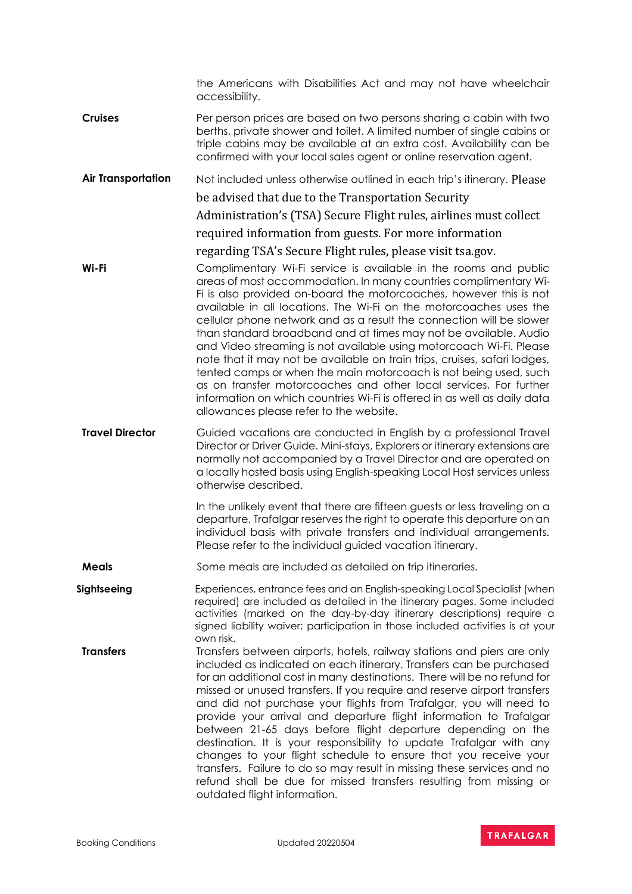the Americans with Disabilities Act and may not have wheelchair accessibility.

**Cruises**

Per person prices are based on two persons sharing a cabin with two berths, private shower and toilet. A limited number of single cabins or triple cabins may be available at an extra cost. Availability can be confirmed with your local sales agent or online reservation agent.

**Air Transportation**

Not included unless otherwise outlined in each trip's itinerary. Please be advised that due to the Transportation Security Administration's (TSA) Secure Flight rules, airlines must collect required information from guests. For more information regarding TSA's Secure Flight rules, please visit tsa.gov.

**Wi-Fi**

Complimentary Wi-Fi service is available in the rooms and public areas of most accommodation. In many countries complimentary Wi-Fi is also provided on-board the motorcoaches, however this is not available in all locations. The Wi-Fi on the motorcoaches uses the cellular phone network and as a result the connection will be slower than standard broadband and at times may not be available. Audio and Video streaming is not available using motorcoach Wi-Fi. Please note that it may not be available on train trips, cruises, safari lodges, tented camps or when the main motorcoach is not being used, such as on transfer motorcoaches and other local services. For further information on which countries Wi-Fi is offered in as well as daily data allowances please refer to the website.

**Travel Director**

Guided vacations are conducted in English by a professional Travel Director or Driver Guide. Mini-stays, Explorers or itinerary extensions are normally not accompanied by a Travel Director and are operated on a locally hosted basis using English-speaking Local Host services unless otherwise described.

In the unlikely event that there are fifteen guests or less traveling on a departure, Trafalgar reserves the right to operate this departure on an individual basis with private transfers and individual arrangements. Please refer to the individual guided vacation itinerary.

**Meals**

Some meals are included as detailed on trip itineraries.

**Sightseeing**

Experiences, entrance fees and an English-speaking Local Specialist (when required) are included as detailed in the itinerary pages. Some included activities (marked on the day-by-day itinerary descriptions) require a signed liability waiver; participation in those included activities is at your own risk.

**Transfers**

Transfers between airports, hotels, railway stations and piers are only included as indicated on each itinerary. Transfers can be purchased for an additional cost in many destinations. There will be no refund for missed or unused transfers. If you require and reserve airport transfers and did not purchase your flights from Trafalgar, you will need to provide your arrival and departure flight information to Trafalgar between 21-65 days before flight departure depending on the destination. It is your responsibility to update Trafalgar with any changes to your flight schedule to ensure that you receive your transfers. Failure to do so may result in missing these services and no refund shall be due for missed transfers resulting from missing or outdated flight information.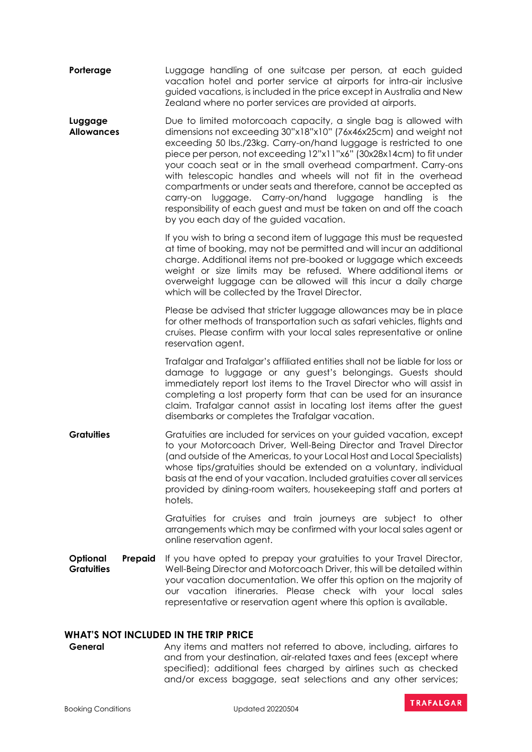**Porterage** Luggage handling of one suitcase per person, at each guided vacation hotel and porter service at airports for intra-air inclusive guided vacations, is included in the price except in Australia and New Zealand where no porter services are provided at airports.

**Luggage Allowances** Due to limited motorcoach capacity, a single bag is allowed with dimensions not exceeding 30"x18"x10" (76x46x25cm) and weight not exceeding 50 lbs./23kg. Carry-on/hand luggage is restricted to one piece per person, not exceeding 12"x11"x6" (30x28x14cm) to fit under your coach seat or in the small overhead compartment. Carry-ons with telescopic handles and wheels will not fit in the overhead compartments or under seats and therefore, cannot be accepted as carry-on luggage. Carry-on/hand luggage handling is the responsibility of each guest and must be taken on and off the coach by you each day of the guided vacation.

If you wish to bring a second item of luggage this must be requested at time of booking, may not be permitted and will incur an additional charge. Additional items not pre-booked or luggage which exceeds weight or size limits may be refused. Where additional items or overweight luggage can be allowed will this incur a daily charge which will be collected by the Travel Director.

Please be advised that stricter luggage allowances may be in place for other methods of transportation such as safari vehicles, flights and cruises. Please confirm with your local sales representative or online reservation agent.

Trafalgar and Trafalgar's affiliated entities shall not be liable for loss or damage to luggage or any guest's belongings. Guests should immediately report lost items to the Travel Director who will assist in completing a lost property form that can be used for an insurance claim. Trafalgar cannot assist in locating lost items after the guest disembarks or completes the Trafalgar vacation.

**Gratuities** Gratuities are included for services on your guided vacation, except to your Motorcoach Driver, Well-Being Director and Travel Director (and outside of the Americas, to your Local Host and Local Specialists) whose tips/gratuities should be extended on a voluntary, individual basis at the end of your vacation. Included gratuities cover all services provided by dining-room waiters, housekeeping staff and porters at hotels.

Gratuities for cruises and train journeys are subject to other arrangements which may be confirmed with your local sales agent or online reservation agent.

**Optional Prepaid Gratuities** If you have opted to prepay your gratuities to your Travel Director, Well-Being Director and Motorcoach Driver, this will be detailed within your vacation documentation. We offer this option on the majority of our vacation itineraries. Please check with your local sales representative or reservation agent where this option is available.

## WHAT'S NOT INCLUDED IN THE TRIP PRICE

**General** Any items and matters not referred to above, including, airfares to and from your destination, air-related taxes and fees (except where specified); additional fees charged by airlines such as checked and/or excess baggage, seat selections and any other services;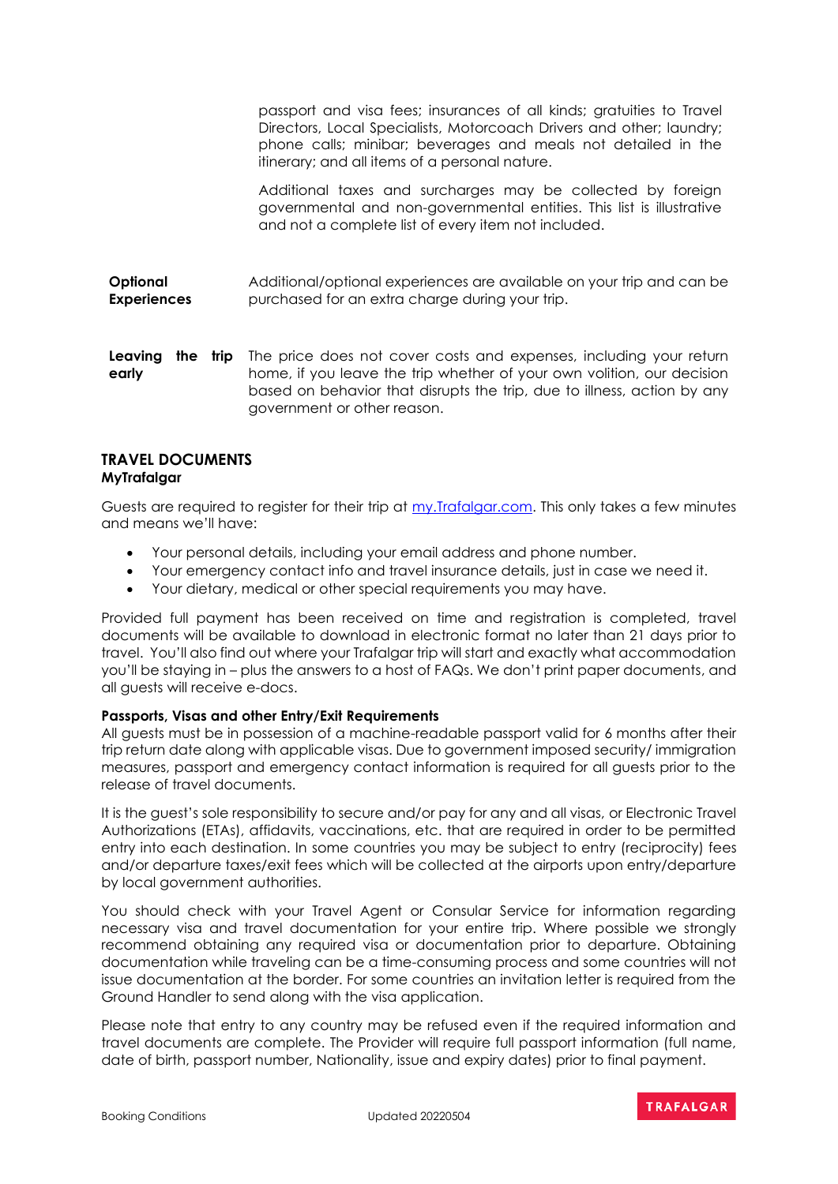passport and visa fees; insurances of all kinds; gratuities to Travel Directors, Local Specialists, Motorcoach Drivers and other; laundry; phone calls; minibar; beverages and meals not detailed in the itinerary; and all items of a personal nature.

Additional taxes and surcharges may be collected by foreign governmental and non-governmental entities. This list is illustrative and not a complete list of every item not included.

| | |
|---|---|
| **Optional Experiences** | Additional/optional experiences are available on your trip and can be purchased for an extra charge during your trip. |
| **Leaving the trip early** | The price does not cover costs and expenses, including your return home, if you leave the trip whether of your own volition, our decision based on behavior that disrupts the trip, due to illness, action by any government or other reason. |

## TRAVEL DOCUMENTS

### MyTrafalgar

Guests are required to register for their trip at [my.Trafalgar.com](my.Trafalgar.com). This only takes a few minutes and means we'll have:

- Your personal details, including your email address and phone number.
- Your emergency contact info and travel insurance details, just in case we need it.
- Your dietary, medical or other special requirements you may have.

Provided full payment has been received on time and registration is completed, travel documents will be available to download in electronic format no later than 21 days prior to travel. You'll also find out where your Trafalgar trip will start and exactly what accommodation you'll be staying in – plus the answers to a host of FAQs. We don't print paper documents, and all guests will receive e-docs.

### Passports, Visas and other Entry/Exit Requirements

All guests must be in possession of a machine-readable passport valid for 6 months after their trip return date along with applicable visas. Due to government imposed security/ immigration measures, passport and emergency contact information is required for all guests prior to the release of travel documents.

It is the guest's sole responsibility to secure and/or pay for any and all visas, or Electronic Travel Authorizations (ETAs), affidavits, vaccinations, etc. that are required in order to be permitted entry into each destination. In some countries you may be subject to entry (reciprocity) fees and/or departure taxes/exit fees which will be collected at the airports upon entry/departure by local government authorities.

You should check with your Travel Agent or Consular Service for information regarding necessary visa and travel documentation for your entire trip. Where possible we strongly recommend obtaining any required visa or documentation prior to departure. Obtaining documentation while traveling can be a time-consuming process and some countries will not issue documentation at the border. For some countries an invitation letter is required from the Ground Handler to send along with the visa application.

Please note that entry to any country may be refused even if the required information and travel documents are complete. The Provider will require full passport information (full name, date of birth, passport number, Nationality, issue and expiry dates) prior to final payment.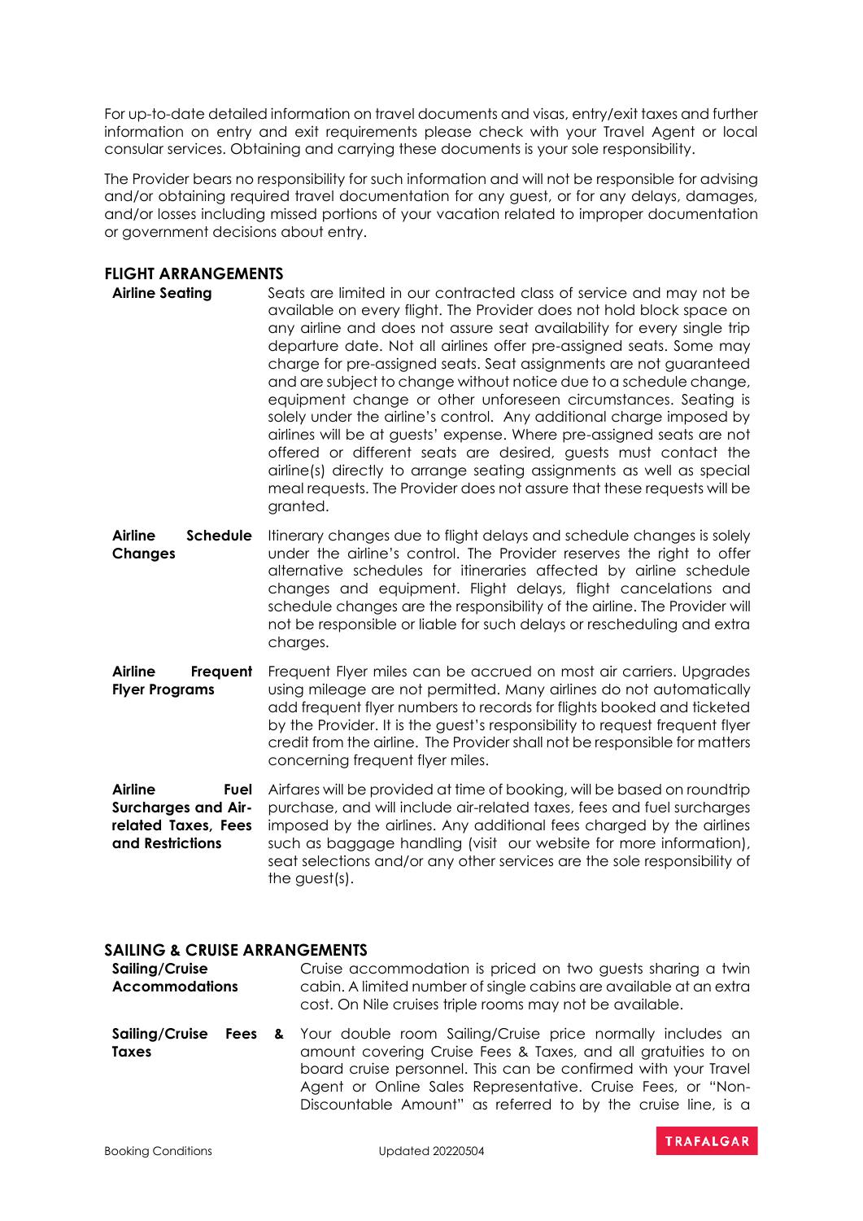For up-to-date detailed information on travel documents and visas, entry/exit taxes and further information on entry and exit requirements please check with your Travel Agent or local consular services. Obtaining and carrying these documents is your sole responsibility.

The Provider bears no responsibility for such information and will not be responsible for advising and/or obtaining required travel documentation for any guest, or for any delays, damages, and/or losses including missed portions of your vacation related to improper documentation or government decisions about entry.

## FLIGHT ARRANGEMENTS

**Airline Seating**

Seats are limited in our contracted class of service and may not be available on every flight. The Provider does not hold block space on any airline and does not assure seat availability for every single trip departure date. Not all airlines offer pre-assigned seats. Some may charge for pre-assigned seats. Seat assignments are not guaranteed and are subject to change without notice due to a schedule change, equipment change or other unforeseen circumstances. Seating is solely under the airline's control. Any additional charge imposed by airlines will be at guests' expense. Where pre-assigned seats are not offered or different seats are desired, guests must contact the airline(s) directly to arrange seating assignments as well as special meal requests. The Provider does not assure that these requests will be granted.

**Airline Schedule Changes**

Itinerary changes due to flight delays and schedule changes is solely under the airline's control. The Provider reserves the right to offer alternative schedules for itineraries affected by airline schedule changes and equipment. Flight delays, flight cancelations and schedule changes are the responsibility of the airline. The Provider will not be responsible or liable for such delays or rescheduling and extra charges.

**Airline Frequent Flyer Programs**

Frequent Flyer miles can be accrued on most air carriers. Upgrades using mileage are not permitted. Many airlines do not automatically add frequent flyer numbers to records for flights booked and ticketed by the Provider. It is the guest's responsibility to request frequent flyer credit from the airline. The Provider shall not be responsible for matters concerning frequent flyer miles.

**Airline Fuel Surcharges and Air-related Taxes, Fees and Restrictions**

Airfares will be provided at time of booking, will be based on roundtrip purchase, and will include air-related taxes, fees and fuel surcharges imposed by the airlines. Any additional fees charged by the airlines such as baggage handling (visit our website for more information), seat selections and/or any other services are the sole responsibility of the guest(s).

## SAILING & CRUISE ARRANGEMENTS

**Sailing/Cruise Accommodations**

Cruise accommodation is priced on two guests sharing a twin cabin. A limited number of single cabins are available at an extra cost. On Nile cruises triple rooms may not be available.

**Sailing/Cruise Fees & Taxes**

Your double room Sailing/Cruise price normally includes an amount covering Cruise Fees & Taxes, and all gratuities to on board cruise personnel. This can be confirmed with your Travel Agent or Online Sales Representative. Cruise Fees, or "Non-Discountable Amount" as referred to by the cruise line, is a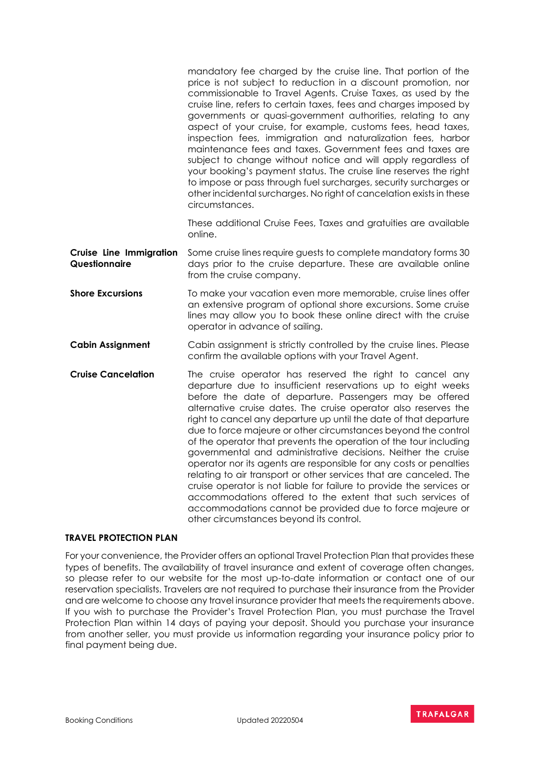mandatory fee charged by the cruise line. That portion of the price is not subject to reduction in a discount promotion, nor commissionable to Travel Agents. Cruise Taxes, as used by the cruise line, refers to certain taxes, fees and charges imposed by governments or quasi-government authorities, relating to any aspect of your cruise, for example, customs fees, head taxes, inspection fees, immigration and naturalization fees, harbor maintenance fees and taxes. Government fees and taxes are subject to change without notice and will apply regardless of your booking's payment status. The cruise line reserves the right to impose or pass through fuel surcharges, security surcharges or other incidental surcharges. No right of cancelation exists in these circumstances.

These additional Cruise Fees, Taxes and gratuities are available online.

**Cruise Line Immigration Questionnaire** Some cruise lines require guests to complete mandatory forms 30 days prior to the cruise departure. These are available online from the cruise company.

**Shore Excursions** To make your vacation even more memorable, cruise lines offer an extensive program of optional shore excursions. Some cruise lines may allow you to book these online direct with the cruise operator in advance of sailing.

**Cabin Assignment** Cabin assignment is strictly controlled by the cruise lines. Please confirm the available options with your Travel Agent.

**Cruise Cancelation** The cruise operator has reserved the right to cancel any departure due to insufficient reservations up to eight weeks before the date of departure. Passengers may be offered alternative cruise dates. The cruise operator also reserves the right to cancel any departure up until the date of that departure due to force majeure or other circumstances beyond the control of the operator that prevents the operation of the tour including governmental and administrative decisions. Neither the cruise operator nor its agents are responsible for any costs or penalties relating to air transport or other services that are canceled. The cruise operator is not liable for failure to provide the services or accommodations offered to the extent that such services of accommodations cannot be provided due to force majeure or other circumstances beyond its control.

**TRAVEL PROTECTION PLAN**

For your convenience, the Provider offers an optional Travel Protection Plan that provides these types of benefits. The availability of travel insurance and extent of coverage often changes, so please refer to our website for the most up-to-date information or contact one of our reservation specialists. Travelers are not required to purchase their insurance from the Provider and are welcome to choose any travel insurance provider that meets the requirements above. If you wish to purchase the Provider's Travel Protection Plan, you must purchase the Travel Protection Plan within 14 days of paying your deposit. Should you purchase your insurance from another seller, you must provide us information regarding your insurance policy prior to final payment being due.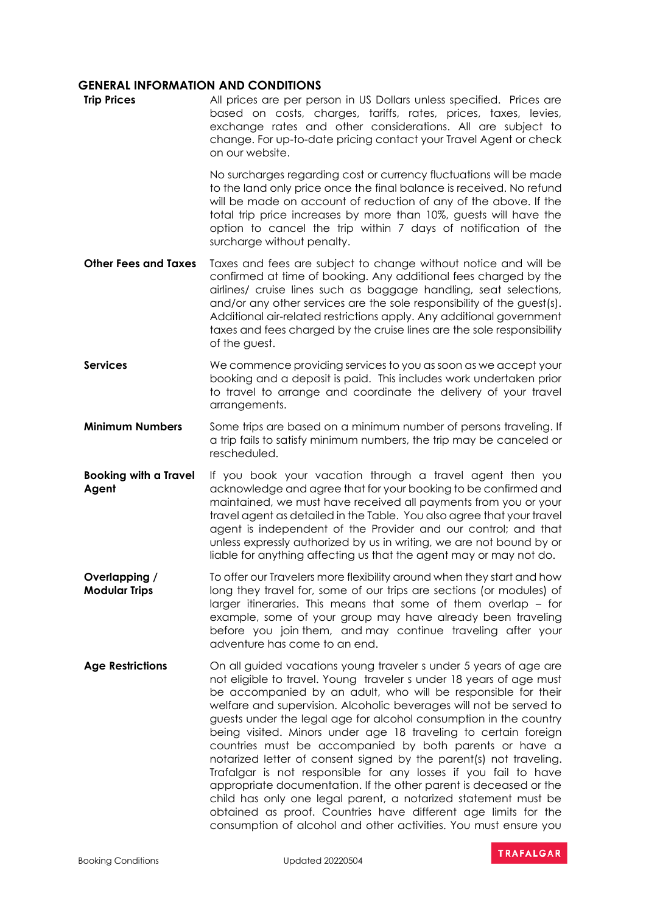## GENERAL INFORMATION AND CONDITIONS

**Trip Prices**

All prices are per person in US Dollars unless specified. Prices are based on costs, charges, tariffs, rates, prices, taxes, levies, exchange rates and other considerations. All are subject to change. For up-to-date pricing contact your Travel Agent or check on our website.

No surcharges regarding cost or currency fluctuations will be made to the land only price once the final balance is received. No refund will be made on account of reduction of any of the above. If the total trip price increases by more than 10%, guests will have the option to cancel the trip within 7 days of notification of the surcharge without penalty.

**Other Fees and Taxes**

Taxes and fees are subject to change without notice and will be confirmed at time of booking. Any additional fees charged by the airlines/ cruise lines such as baggage handling, seat selections, and/or any other services are the sole responsibility of the guest(s). Additional air-related restrictions apply. Any additional government taxes and fees charged by the cruise lines are the sole responsibility of the guest.

**Services**

We commence providing services to you as soon as we accept your booking and a deposit is paid. This includes work undertaken prior to travel to arrange and coordinate the delivery of your travel arrangements.

**Minimum Numbers**

Some trips are based on a minimum number of persons traveling. If a trip fails to satisfy minimum numbers, the trip may be canceled or rescheduled.

**Booking with a Travel Agent**

If you book your vacation through a travel agent then you acknowledge and agree that for your booking to be confirmed and maintained, we must have received all payments from you or your travel agent as detailed in the Table. You also agree that your travel agent is independent of the Provider and our control; and that unless expressly authorized by us in writing, we are not bound by or liable for anything affecting us that the agent may or may not do.

**Overlapping / Modular Trips**

To offer our Travelers more flexibility around when they start and how long they travel for, some of our trips are sections (or modules) of larger itineraries. This means that some of them overlap – for example, some of your group may have already been traveling before you join them, and may continue traveling after your adventure has come to an end.

**Age Restrictions**

On all guided vacations young traveler s under 5 years of age are not eligible to travel. Young traveler s under 18 years of age must be accompanied by an adult, who will be responsible for their welfare and supervision. Alcoholic beverages will not be served to guests under the legal age for alcohol consumption in the country being visited. Minors under age 18 traveling to certain foreign countries must be accompanied by both parents or have a notarized letter of consent signed by the parent(s) not traveling. Trafalgar is not responsible for any losses if you fail to have appropriate documentation. If the other parent is deceased or the child has only one legal parent, a notarized statement must be obtained as proof. Countries have different age limits for the consumption of alcohol and other activities. You must ensure you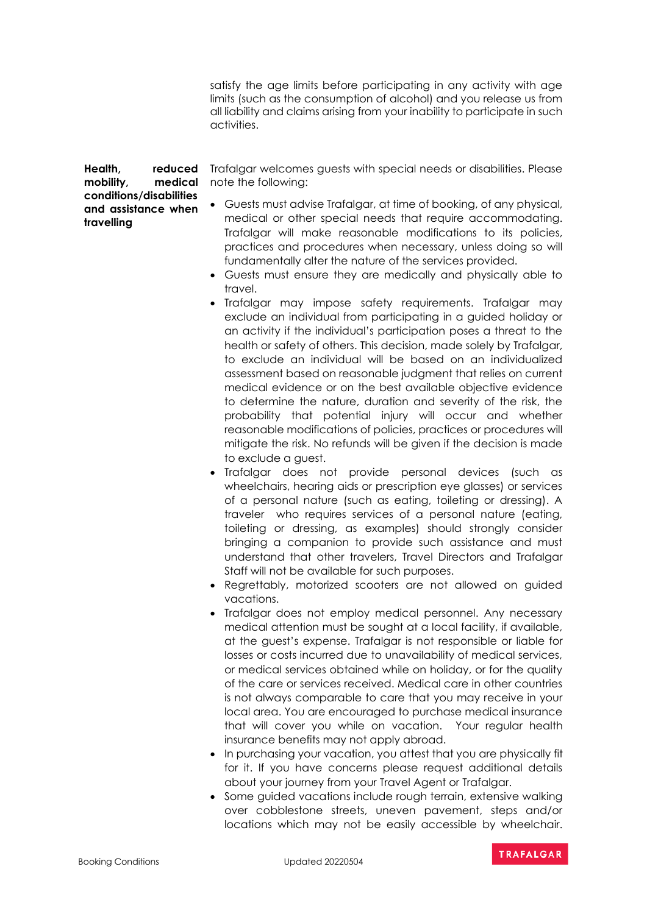satisfy the age limits before participating in any activity with age limits (such as the consumption of alcohol) and you release us from all liability and claims arising from your inability to participate in such activities.

**Health, reduced mobility, medical conditions/disabilities and assistance when travelling**

Trafalgar welcomes guests with special needs or disabilities. Please note the following:

- Guests must advise Trafalgar, at time of booking, of any physical, medical or other special needs that require accommodating. Trafalgar will make reasonable modifications to its policies, practices and procedures when necessary, unless doing so will fundamentally alter the nature of the services provided.
- Guests must ensure they are medically and physically able to travel.
- Trafalgar may impose safety requirements. Trafalgar may exclude an individual from participating in a guided holiday or an activity if the individual's participation poses a threat to the health or safety of others. This decision, made solely by Trafalgar, to exclude an individual will be based on an individualized assessment based on reasonable judgment that relies on current medical evidence or on the best available objective evidence to determine the nature, duration and severity of the risk, the probability that potential injury will occur and whether reasonable modifications of policies, practices or procedures will mitigate the risk. No refunds will be given if the decision is made to exclude a guest.
- Trafalgar does not provide personal devices (such as wheelchairs, hearing aids or prescription eye glasses) or services of a personal nature (such as eating, toileting or dressing). A traveler who requires services of a personal nature (eating, toileting or dressing, as examples) should strongly consider bringing a companion to provide such assistance and must understand that other travelers, Travel Directors and Trafalgar Staff will not be available for such purposes.
- Regrettably, motorized scooters are not allowed on guided vacations.
- Trafalgar does not employ medical personnel. Any necessary medical attention must be sought at a local facility, if available, at the guest's expense. Trafalgar is not responsible or liable for losses or costs incurred due to unavailability of medical services, or medical services obtained while on holiday, or for the quality of the care or services received. Medical care in other countries is not always comparable to care that you may receive in your local area. You are encouraged to purchase medical insurance that will cover you while on vacation. Your regular health insurance benefits may not apply abroad.
- In purchasing your vacation, you attest that you are physically fit for it. If you have concerns please request additional details about your journey from your Travel Agent or Trafalgar.
- Some guided vacations include rough terrain, extensive walking over cobblestone streets, uneven pavement, steps and/or locations which may not be easily accessible by wheelchair.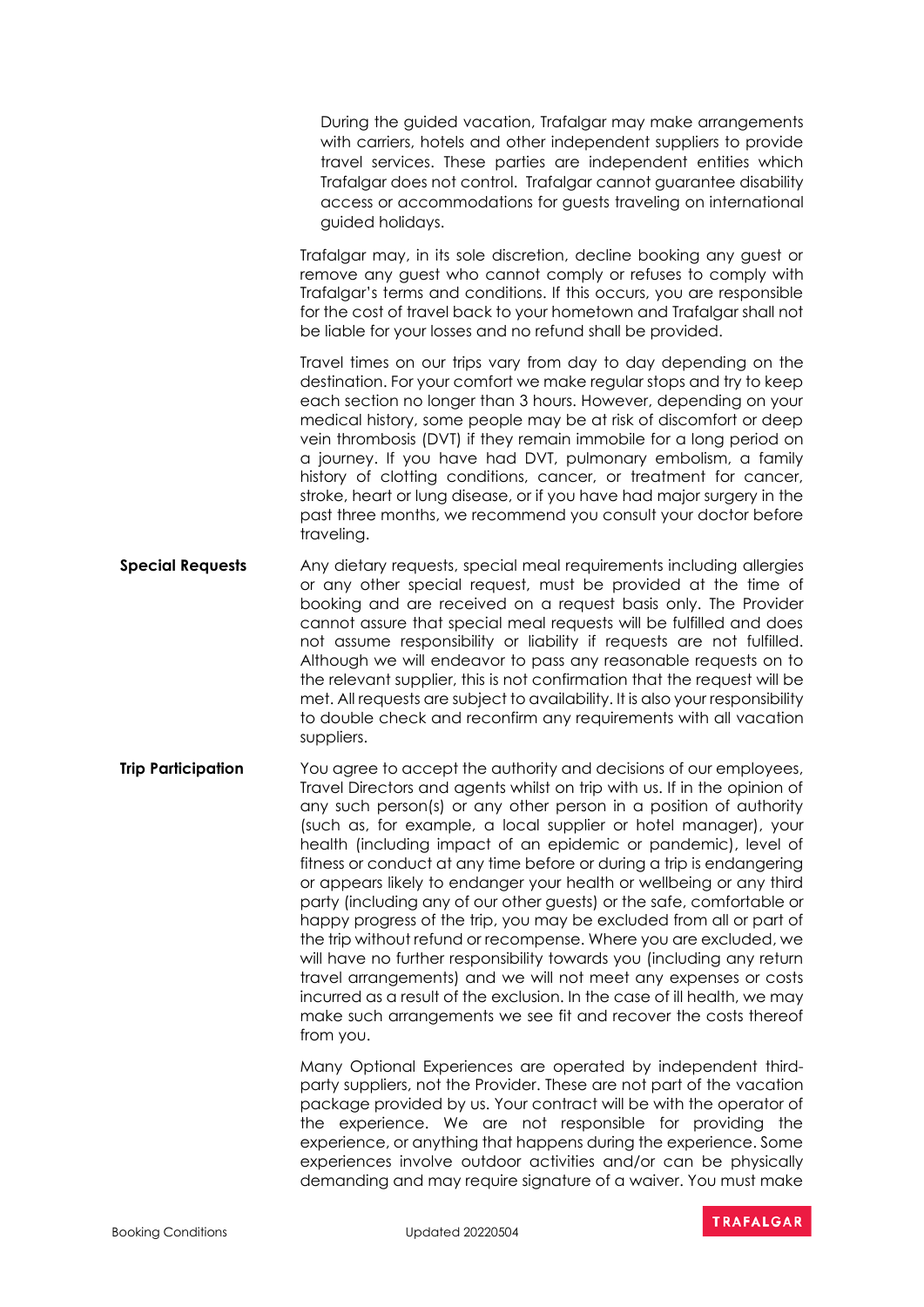During the guided vacation, Trafalgar may make arrangements with carriers, hotels and other independent suppliers to provide travel services. These parties are independent entities which Trafalgar does not control. Trafalgar cannot guarantee disability access or accommodations for guests traveling on international guided holidays.

Trafalgar may, in its sole discretion, decline booking any guest or remove any guest who cannot comply or refuses to comply with Trafalgar's terms and conditions. If this occurs, you are responsible for the cost of travel back to your hometown and Trafalgar shall not be liable for your losses and no refund shall be provided.

Travel times on our trips vary from day to day depending on the destination. For your comfort we make regular stops and try to keep each section no longer than 3 hours. However, depending on your medical history, some people may be at risk of discomfort or deep vein thrombosis (DVT) if they remain immobile for a long period on a journey. If you have had DVT, pulmonary embolism, a family history of clotting conditions, cancer, or treatment for cancer, stroke, heart or lung disease, or if you have had major surgery in the past three months, we recommend you consult your doctor before traveling.

**Special Requests**

Any dietary requests, special meal requirements including allergies or any other special request, must be provided at the time of booking and are received on a request basis only. The Provider cannot assure that special meal requests will be fulfilled and does not assume responsibility or liability if requests are not fulfilled. Although we will endeavor to pass any reasonable requests on to the relevant supplier, this is not confirmation that the request will be met. All requests are subject to availability. It is also your responsibility to double check and reconfirm any requirements with all vacation suppliers.

**Trip Participation**

You agree to accept the authority and decisions of our employees, Travel Directors and agents whilst on trip with us. If in the opinion of any such person(s) or any other person in a position of authority (such as, for example, a local supplier or hotel manager), your health (including impact of an epidemic or pandemic), level of fitness or conduct at any time before or during a trip is endangering or appears likely to endanger your health or wellbeing or any third party (including any of our other guests) or the safe, comfortable or happy progress of the trip, you may be excluded from all or part of the trip without refund or recompense. Where you are excluded, we will have no further responsibility towards you (including any return travel arrangements) and we will not meet any expenses or costs incurred as a result of the exclusion. In the case of ill health, we may make such arrangements we see fit and recover the costs thereof from you.

Many Optional Experiences are operated by independent third-party suppliers, not the Provider. These are not part of the vacation package provided by us. Your contract will be with the operator of the experience. We are not responsible for providing the experience, or anything that happens during the experience. Some experiences involve outdoor activities and/or can be physically demanding and may require signature of a waiver. You must make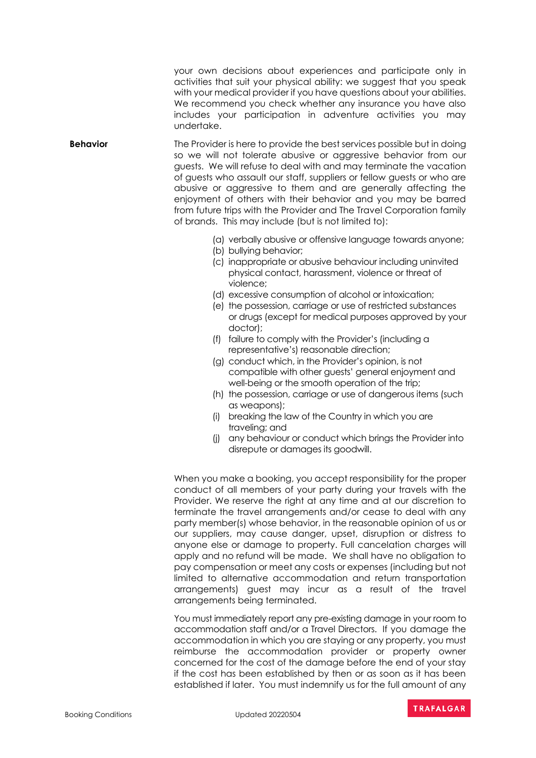your own decisions about experiences and participate only in activities that suit your physical ability: we suggest that you speak with your medical provider if you have questions about your abilities. We recommend you check whether any insurance you have also includes your participation in adventure activities you may undertake.

**Behavior**

The Provider is here to provide the best services possible but in doing so we will not tolerate abusive or aggressive behavior from our guests. We will refuse to deal with and may terminate the vacation of guests who assault our staff, suppliers or fellow guests or who are abusive or aggressive to them and are generally affecting the enjoyment of others with their behavior and you may be barred from future trips with the Provider and The Travel Corporation family of brands. This may include (but is not limited to):

(a) verbally abusive or offensive language towards anyone;
(b) bullying behavior;
(c) inappropriate or abusive behaviour including uninvited physical contact, harassment, violence or threat of violence;
(d) excessive consumption of alcohol or intoxication;
(e) the possession, carriage or use of restricted substances or drugs (except for medical purposes approved by your doctor);
(f) failure to comply with the Provider's (including a representative's) reasonable direction;
(g) conduct which, in the Provider's opinion, is not compatible with other guests' general enjoyment and well-being or the smooth operation of the trip;
(h) the possession, carriage or use of dangerous items (such as weapons);
(i) breaking the law of the Country in which you are traveling; and
(j) any behaviour or conduct which brings the Provider into disrepute or damages its goodwill.

When you make a booking, you accept responsibility for the proper conduct of all members of your party during your travels with the Provider. We reserve the right at any time and at our discretion to terminate the travel arrangements and/or cease to deal with any party member(s) whose behavior, in the reasonable opinion of us or our suppliers, may cause danger, upset, disruption or distress to anyone else or damage to property. Full cancelation charges will apply and no refund will be made. We shall have no obligation to pay compensation or meet any costs or expenses (including but not limited to alternative accommodation and return transportation arrangements) guest may incur as a result of the travel arrangements being terminated.

You must immediately report any pre-existing damage in your room to accommodation staff and/or a Travel Directors. If you damage the accommodation in which you are staying or any property, you must reimburse the accommodation provider or property owner concerned for the cost of the damage before the end of your stay if the cost has been established by then or as soon as it has been established if later. You must indemnify us for the full amount of any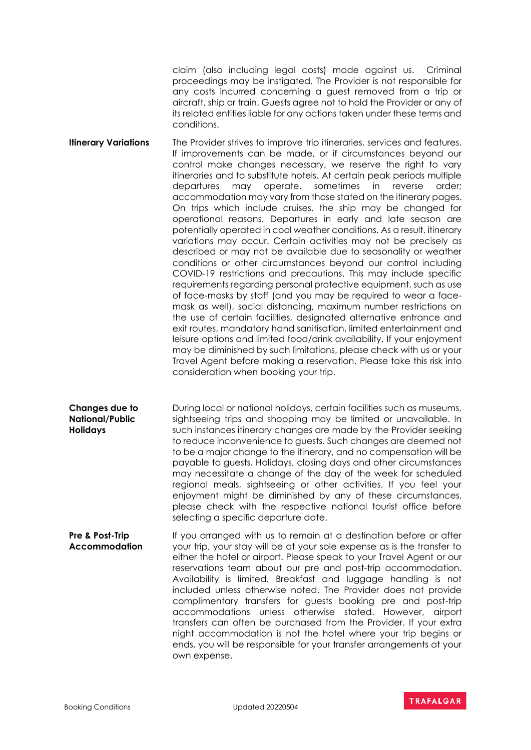claim (also including legal costs) made against us. Criminal proceedings may be instigated. The Provider is not responsible for any costs incurred concerning a guest removed from a trip or aircraft, ship or train. Guests agree not to hold the Provider or any of its related entities liable for any actions taken under these terms and conditions.

**Itinerary Variations**

The Provider strives to improve trip itineraries, services and features. If improvements can be made, or if circumstances beyond our control make changes necessary, we reserve the right to vary itineraries and to substitute hotels. At certain peak periods multiple departures may operate, sometimes in reverse order; accommodation may vary from those stated on the itinerary pages. On trips which include cruises, the ship may be changed for operational reasons. Departures in early and late season are potentially operated in cool weather conditions. As a result, itinerary variations may occur. Certain activities may not be precisely as described or may not be available due to seasonality or weather conditions or other circumstances beyond our control including COVID-19 restrictions and precautions. This may include specific requirements regarding personal protective equipment, such as use of face-masks by staff (and you may be required to wear a face-mask as well), social distancing, maximum number restrictions on the use of certain facilities, designated alternative entrance and exit routes, mandatory hand sanitisation, limited entertainment and leisure options and limited food/drink availability. If your enjoyment may be diminished by such limitations, please check with us or your Travel Agent before making a reservation. Please take this risk into consideration when booking your trip.

**Changes due to National/Public Holidays**

During local or national holidays, certain facilities such as museums, sightseeing trips and shopping may be limited or unavailable. In such instances itinerary changes are made by the Provider seeking to reduce inconvenience to guests. Such changes are deemed not to be a major change to the itinerary, and no compensation will be payable to guests. Holidays, closing days and other circumstances may necessitate a change of the day of the week for scheduled regional meals, sightseeing or other activities. If you feel your enjoyment might be diminished by any of these circumstances, please check with the respective national tourist office before selecting a specific departure date.

**Pre & Post-Trip Accommodation**

If you arranged with us to remain at a destination before or after your trip, your stay will be at your sole expense as is the transfer to either the hotel or airport. Please speak to your Travel Agent or our reservations team about our pre and post-trip accommodation. Availability is limited. Breakfast and luggage handling is not included unless otherwise noted. The Provider does not provide complimentary transfers for guests booking pre and post-trip accommodations unless otherwise stated. However, airport transfers can often be purchased from the Provider. If your extra night accommodation is not the hotel where your trip begins or ends, you will be responsible for your transfer arrangements at your own expense.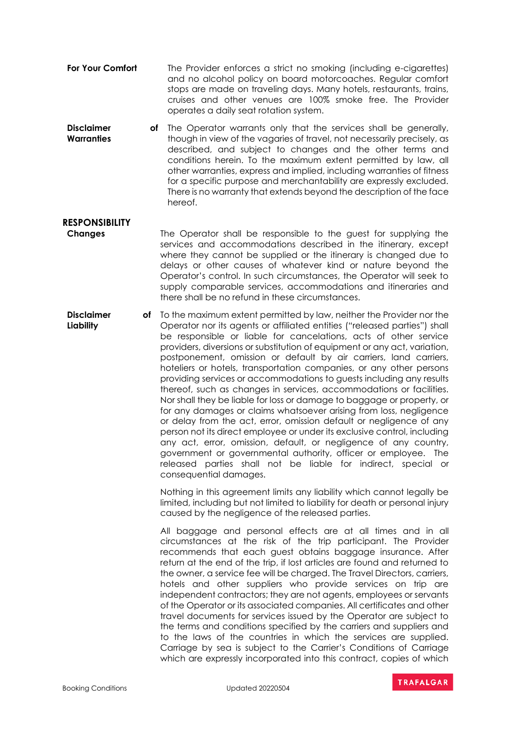**For Your Comfort** The Provider enforces a strict no smoking (including e-cigarettes) and no alcohol policy on board motorcoaches. Regular comfort stops are made on traveling days. Many hotels, restaurants, trains, cruises and other venues are 100% smoke free. The Provider operates a daily seat rotation system.

**Disclaimer of Warranties** The Operator warrants only that the services shall be generally, though in view of the vagaries of travel, not necessarily precisely, as described, and subject to changes and the other terms and conditions herein. To the maximum extent permitted by law, all other warranties, express and implied, including warranties of fitness for a specific purpose and merchantability are expressly excluded. There is no warranty that extends beyond the description of the face hereof.

## RESPONSIBILITY

**Changes** The Operator shall be responsible to the guest for supplying the services and accommodations described in the itinerary, except where they cannot be supplied or the itinerary is changed due to delays or other causes of whatever kind or nature beyond the Operator's control. In such circumstances, the Operator will seek to supply comparable services, accommodations and itineraries and there shall be no refund in these circumstances.

**Disclaimer of Liability** To the maximum extent permitted by law, neither the Provider nor the Operator nor its agents or affiliated entities ("released parties") shall be responsible or liable for cancelations, acts of other service providers, diversions or substitution of equipment or any act, variation, postponement, omission or default by air carriers, land carriers, hoteliers or hotels, transportation companies, or any other persons providing services or accommodations to guests including any results thereof, such as changes in services, accommodations or facilities. Nor shall they be liable for loss or damage to baggage or property, or for any damages or claims whatsoever arising from loss, negligence or delay from the act, error, omission default or negligence of any person not its direct employee or under its exclusive control, including any act, error, omission, default, or negligence of any country, government or governmental authority, officer or employee. The released parties shall not be liable for indirect, special or consequential damages.

Nothing in this agreement limits any liability which cannot legally be limited, including but not limited to liability for death or personal injury caused by the negligence of the released parties.

All baggage and personal effects are at all times and in all circumstances at the risk of the trip participant. The Provider recommends that each guest obtains baggage insurance. After return at the end of the trip, if lost articles are found and returned to the owner, a service fee will be charged. The Travel Directors, carriers, hotels and other suppliers who provide services on trip are independent contractors; they are not agents, employees or servants of the Operator or its associated companies. All certificates and other travel documents for services issued by the Operator are subject to the terms and conditions specified by the carriers and suppliers and to the laws of the countries in which the services are supplied. Carriage by sea is subject to the Carrier's Conditions of Carriage which are expressly incorporated into this contract, copies of which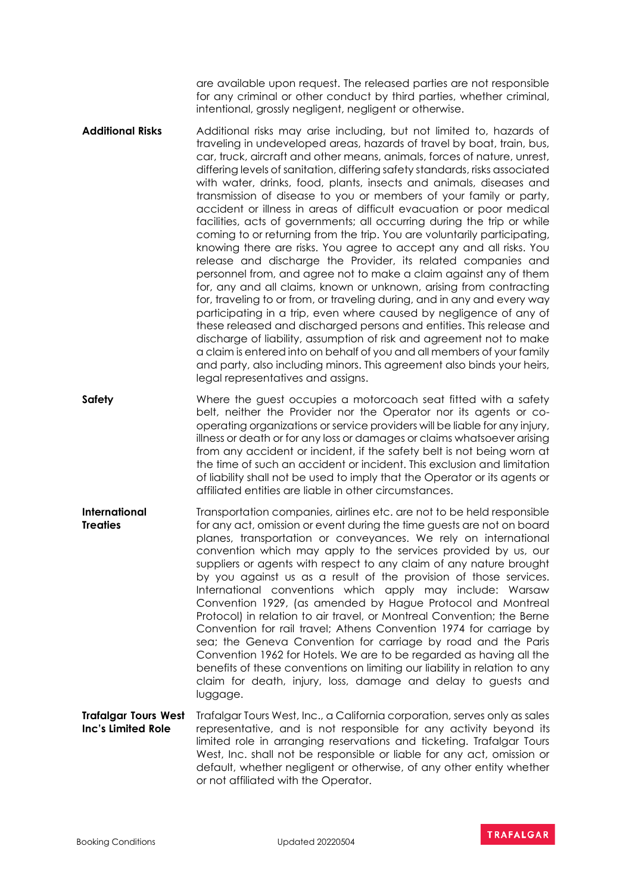are available upon request. The released parties are not responsible for any criminal or other conduct by third parties, whether criminal, intentional, grossly negligent, negligent or otherwise.

**Additional Risks**

Additional risks may arise including, but not limited to, hazards of traveling in undeveloped areas, hazards of travel by boat, train, bus, car, truck, aircraft and other means, animals, forces of nature, unrest, differing levels of sanitation, differing safety standards, risks associated with water, drinks, food, plants, insects and animals, diseases and transmission of disease to you or members of your family or party, accident or illness in areas of difficult evacuation or poor medical facilities, acts of governments; all occurring during the trip or while coming to or returning from the trip. You are voluntarily participating, knowing there are risks. You agree to accept any and all risks. You release and discharge the Provider, its related companies and personnel from, and agree not to make a claim against any of them for, any and all claims, known or unknown, arising from contracting for, traveling to or from, or traveling during, and in any and every way participating in a trip, even where caused by negligence of any of these released and discharged persons and entities. This release and discharge of liability, assumption of risk and agreement not to make a claim is entered into on behalf of you and all members of your family and party, also including minors. This agreement also binds your heirs, legal representatives and assigns.

**Safety**

Where the guest occupies a motorcoach seat fitted with a safety belt, neither the Provider nor the Operator nor its agents or co-operating organizations or service providers will be liable for any injury, illness or death or for any loss or damages or claims whatsoever arising from any accident or incident, if the safety belt is not being worn at the time of such an accident or incident. This exclusion and limitation of liability shall not be used to imply that the Operator or its agents or affiliated entities are liable in other circumstances.

**International Treaties**

Transportation companies, airlines etc. are not to be held responsible for any act, omission or event during the time guests are not on board planes, transportation or conveyances. We rely on international convention which may apply to the services provided by us, our suppliers or agents with respect to any claim of any nature brought by you against us as a result of the provision of those services. International conventions which apply may include: Warsaw Convention 1929, (as amended by Hague Protocol and Montreal Protocol) in relation to air travel, or Montreal Convention; the Berne Convention for rail travel; Athens Convention 1974 for carriage by sea; the Geneva Convention for carriage by road and the Paris Convention 1962 for Hotels. We are to be regarded as having all the benefits of these conventions on limiting our liability in relation to any claim for death, injury, loss, damage and delay to guests and luggage.

**Trafalgar Tours West Inc's Limited Role**

Trafalgar Tours West, Inc., a California corporation, serves only as sales representative, and is not responsible for any activity beyond its limited role in arranging reservations and ticketing. Trafalgar Tours West, Inc. shall not be responsible or liable for any act, omission or default, whether negligent or otherwise, of any other entity whether or not affiliated with the Operator.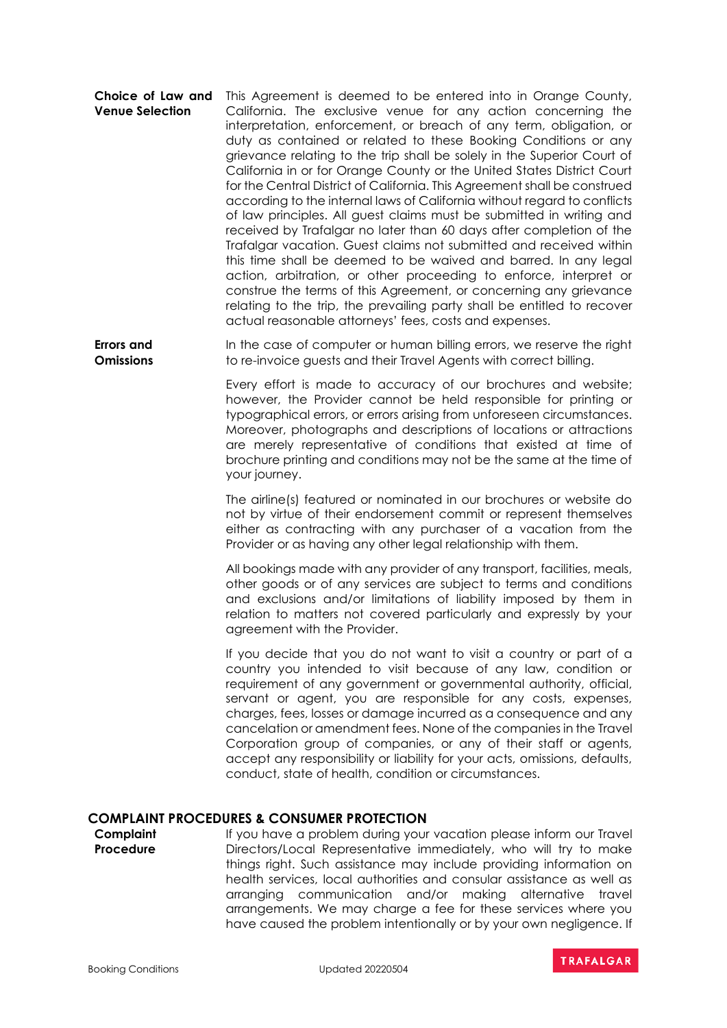**Choice of Law and Venue Selection**

This Agreement is deemed to be entered into in Orange County, California. The exclusive venue for any action concerning the interpretation, enforcement, or breach of any term, obligation, or duty as contained or related to these Booking Conditions or any grievance relating to the trip shall be solely in the Superior Court of California in or for Orange County or the United States District Court for the Central District of California. This Agreement shall be construed according to the internal laws of California without regard to conflicts of law principles. All guest claims must be submitted in writing and received by Trafalgar no later than 60 days after completion of the Trafalgar vacation. Guest claims not submitted and received within this time shall be deemed to be waived and barred. In any legal action, arbitration, or other proceeding to enforce, interpret or construe the terms of this Agreement, or concerning any grievance relating to the trip, the prevailing party shall be entitled to recover actual reasonable attorneys' fees, costs and expenses.

**Errors and Omissions**

In the case of computer or human billing errors, we reserve the right to re-invoice guests and their Travel Agents with correct billing.

Every effort is made to accuracy of our brochures and website; however, the Provider cannot be held responsible for printing or typographical errors, or errors arising from unforeseen circumstances. Moreover, photographs and descriptions of locations or attractions are merely representative of conditions that existed at time of brochure printing and conditions may not be the same at the time of your journey.

The airline(s) featured or nominated in our brochures or website do not by virtue of their endorsement commit or represent themselves either as contracting with any purchaser of a vacation from the Provider or as having any other legal relationship with them.

All bookings made with any provider of any transport, facilities, meals, other goods or of any services are subject to terms and conditions and exclusions and/or limitations of liability imposed by them in relation to matters not covered particularly and expressly by your agreement with the Provider.

If you decide that you do not want to visit a country or part of a country you intended to visit because of any law, condition or requirement of any government or governmental authority, official, servant or agent, you are responsible for any costs, expenses, charges, fees, losses or damage incurred as a consequence and any cancelation or amendment fees. None of the companies in the Travel Corporation group of companies, or any of their staff or agents, accept any responsibility or liability for your acts, omissions, defaults, conduct, state of health, condition or circumstances.

## COMPLAINT PROCEDURES & CONSUMER PROTECTION

**Complaint Procedure**

If you have a problem during your vacation please inform our Travel Directors/Local Representative immediately, who will try to make things right. Such assistance may include providing information on health services, local authorities and consular assistance as well as arranging communication and/or making alternative travel arrangements. We may charge a fee for these services where you have caused the problem intentionally or by your own negligence. If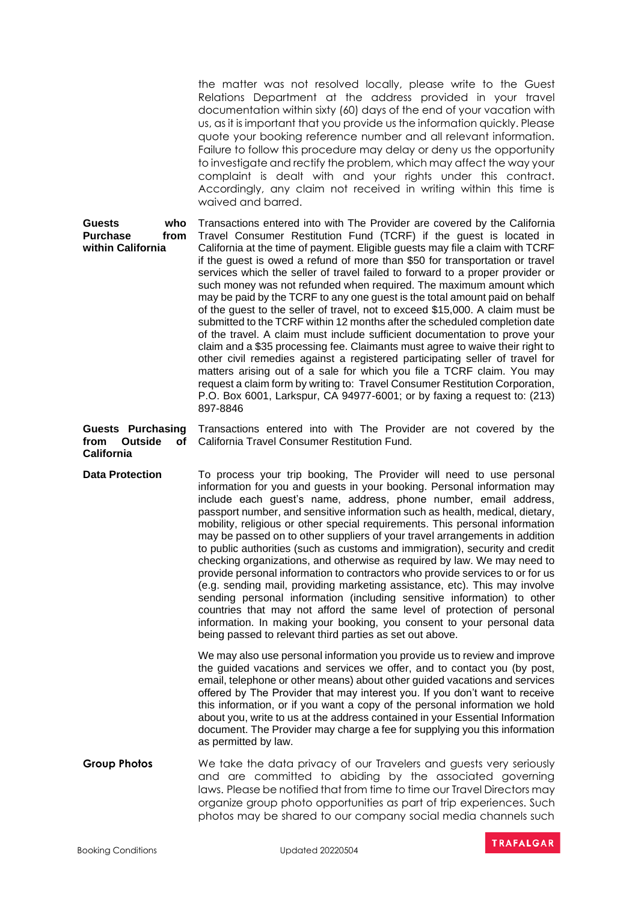the matter was not resolved locally, please write to the Guest Relations Department at the address provided in your travel documentation within sixty (60) days of the end of your vacation with us, as it is important that you provide us the information quickly. Please quote your booking reference number and all relevant information. Failure to follow this procedure may delay or deny us the opportunity to investigate and rectify the problem, which may affect the way your complaint is dealt with and your rights under this contract. Accordingly, any claim not received in writing within this time is waived and barred.

**Guests who Purchase from within California**

Transactions entered into with The Provider are covered by the California Travel Consumer Restitution Fund (TCRF) if the guest is located in California at the time of payment. Eligible guests may file a claim with TCRF if the guest is owed a refund of more than $50 for transportation or travel services which the seller of travel failed to forward to a proper provider or such money was not refunded when required. The maximum amount which may be paid by the TCRF to any one guest is the total amount paid on behalf of the guest to the seller of travel, not to exceed $15,000. A claim must be submitted to the TCRF within 12 months after the scheduled completion date of the travel. A claim must include sufficient documentation to prove your claim and a $35 processing fee. Claimants must agree to waive their right to other civil remedies against a registered participating seller of travel for matters arising out of a sale for which you file a TCRF claim. You may request a claim form by writing to: Travel Consumer Restitution Corporation, P.O. Box 6001, Larkspur, CA 94977-6001; or by faxing a request to: (213) 897-8846

**Guests Purchasing from Outside of California**

Transactions entered into with The Provider are not covered by the California Travel Consumer Restitution Fund.

**Data Protection**

To process your trip booking, The Provider will need to use personal information for you and guests in your booking. Personal information may include each guest's name, address, phone number, email address, passport number, and sensitive information such as health, medical, dietary, mobility, religious or other special requirements. This personal information may be passed on to other suppliers of your travel arrangements in addition to public authorities (such as customs and immigration), security and credit checking organizations, and otherwise as required by law. We may need to provide personal information to contractors who provide services to or for us (e.g. sending mail, providing marketing assistance, etc). This may involve sending personal information (including sensitive information) to other countries that may not afford the same level of protection of personal information. In making your booking, you consent to your personal data being passed to relevant third parties as set out above.

We may also use personal information you provide us to review and improve the guided vacations and services we offer, and to contact you (by post, email, telephone or other means) about other guided vacations and services offered by The Provider that may interest you. If you don't want to receive this information, or if you want a copy of the personal information we hold about you, write to us at the address contained in your Essential Information document. The Provider may charge a fee for supplying you this information as permitted by law.

**Group Photos**

We take the data privacy of our Travelers and guests very seriously and are committed to abiding by the associated governing laws. Please be notified that from time to time our Travel Directors may organize group photo opportunities as part of trip experiences. Such photos may be shared to our company social media channels such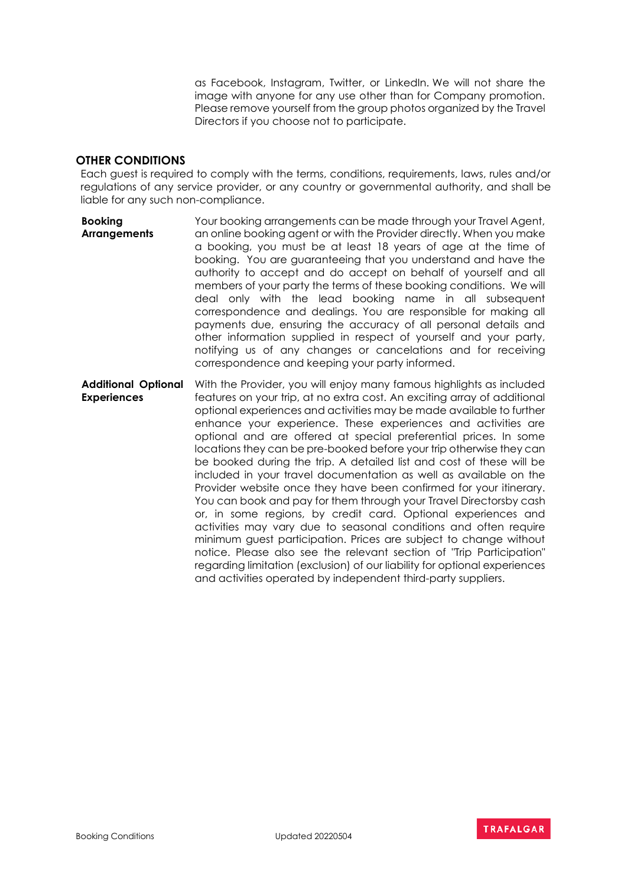as Facebook, Instagram, Twitter, or LinkedIn. We will not share the image with anyone for any use other than for Company promotion. Please remove yourself from the group photos organized by the Travel Directors if you choose not to participate.

## OTHER CONDITIONS

Each guest is required to comply with the terms, conditions, requirements, laws, rules and/or regulations of any service provider, or any country or governmental authority, and shall be liable for any such non-compliance.

**Booking Arrangements**

Your booking arrangements can be made through your Travel Agent, an online booking agent or with the Provider directly. When you make a booking, you must be at least 18 years of age at the time of booking. You are guaranteeing that you understand and have the authority to accept and do accept on behalf of yourself and all members of your party the terms of these booking conditions. We will deal only with the lead booking name in all subsequent correspondence and dealings. You are responsible for making all payments due, ensuring the accuracy of all personal details and other information supplied in respect of yourself and your party, notifying us of any changes or cancelations and for receiving correspondence and keeping your party informed.

**Additional Optional Experiences**

With the Provider, you will enjoy many famous highlights as included features on your trip, at no extra cost. An exciting array of additional optional experiences and activities may be made available to further enhance your experience. These experiences and activities are optional and are offered at special preferential prices. In some locations they can be pre-booked before your trip otherwise they can be booked during the trip. A detailed list and cost of these will be included in your travel documentation as well as available on the Provider website once they have been confirmed for your itinerary. You can book and pay for them through your Travel Directorsby cash or, in some regions, by credit card. Optional experiences and activities may vary due to seasonal conditions and often require minimum guest participation. Prices are subject to change without notice. Please also see the relevant section of "Trip Participation" regarding limitation (exclusion) of our liability for optional experiences and activities operated by independent third-party suppliers.